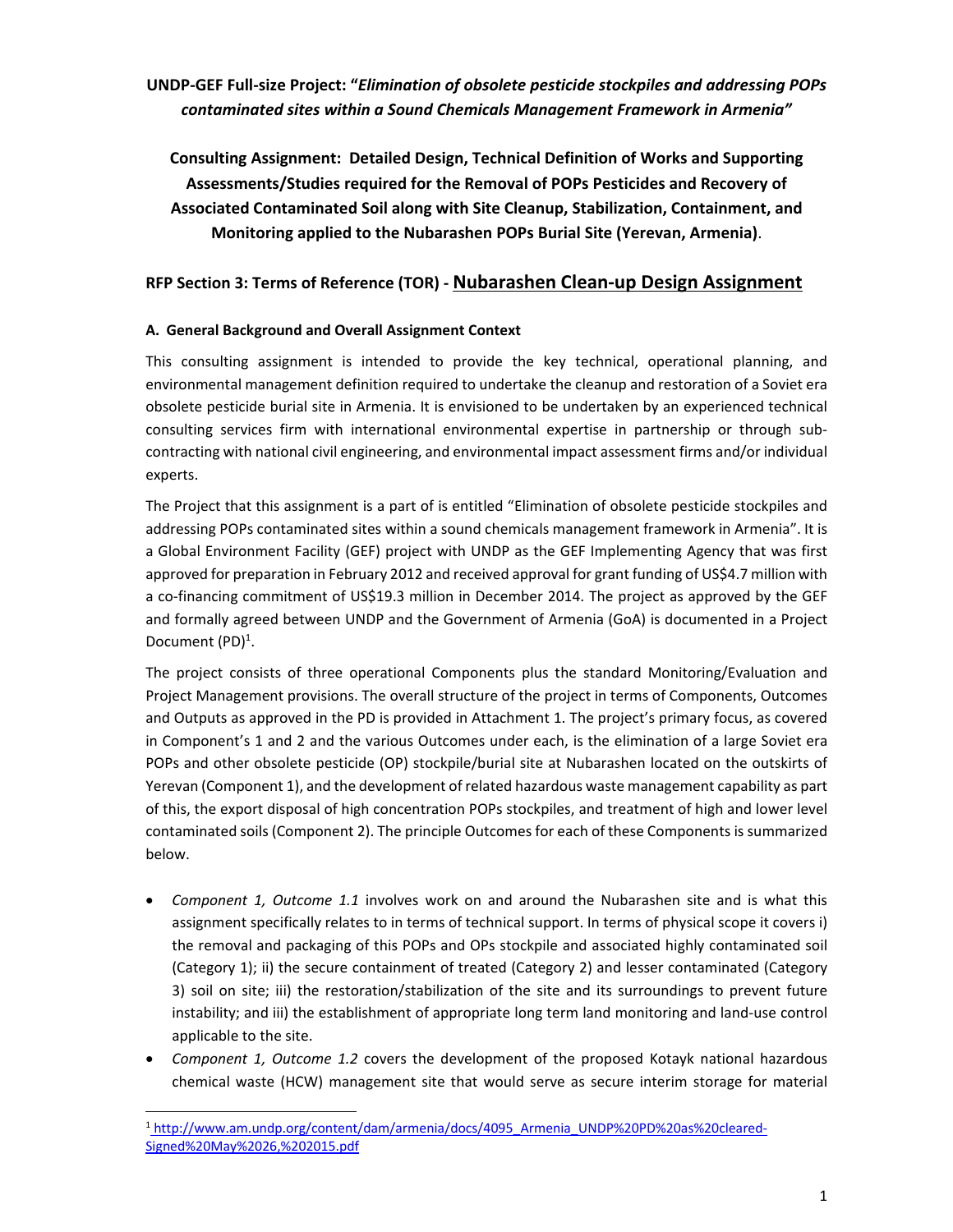**UNDP-GEF Full-size Project: "*Elimination of obsolete pesticide stockpiles and addressing POPs contaminated sites within a Sound Chemicals Management Framework in Armenia"***

**Consulting Assignment: Detailed Design, Technical Definition of Works and Supporting Assessments/Studies required for the Removal of POPs Pesticides and Recovery of Associated Contaminated Soil along with Site Cleanup, Stabilization, Containment, and Monitoring applied to the Nubarashen POPs Burial Site (Yerevan, Armenia)**.

## RFP Section 3: Terms of Reference (TOR) - Nubarashen Clean-up Design Assignment

### A. General Background and Overall Assignment Context

This consulting assignment is intended to provide the key technical, operational planning, and environmental management definition required to undertake the cleanup and restoration of a Soviet era obsolete pesticide burial site in Armenia. It is envisioned to be undertaken by an experienced technical consulting services firm with international environmental expertise in partnership or through sub-contracting with national civil engineering, and environmental impact assessment firms and/or individual experts.

The Project that this assignment is a part of is entitled "Elimination of obsolete pesticide stockpiles and addressing POPs contaminated sites within a sound chemicals management framework in Armenia". It is a Global Environment Facility (GEF) project with UNDP as the GEF Implementing Agency that was first approved for preparation in February 2012 and received approval for grant funding of US$4.7 million with a co-financing commitment of US$19.3 million in December 2014. The project as approved by the GEF and formally agreed between UNDP and the Government of Armenia (GoA) is documented in a Project Document (PD)[1].

The project consists of three operational Components plus the standard Monitoring/Evaluation and Project Management provisions. The overall structure of the project in terms of Components, Outcomes and Outputs as approved in the PD is provided in Attachment 1. The project's primary focus, as covered in Component's 1 and 2 and the various Outcomes under each, is the elimination of a large Soviet era POPs and other obsolete pesticide (OP) stockpile/burial site at Nubarashen located on the outskirts of Yerevan (Component 1), and the development of related hazardous waste management capability as part of this, the export disposal of high concentration POPs stockpiles, and treatment of high and lower level contaminated soils (Component 2). The principle Outcomes for each of these Components is summarized below.

- *Component 1, Outcome 1.1* involves work on and around the Nubarashen site and is what this assignment specifically relates to in terms of technical support. In terms of physical scope it covers i) the removal and packaging of this POPs and OPs stockpile and associated highly contaminated soil (Category 1); ii) the secure containment of treated (Category 2) and lesser contaminated (Category 3) soil on site; iii) the restoration/stabilization of the site and its surroundings to prevent future instability; and iii) the establishment of appropriate long term land monitoring and land-use control applicable to the site.
- *Component 1, Outcome 1.2* covers the development of the proposed Kotayk national hazardous chemical waste (HCW) management site that would serve as secure interim storage for material

[1] http://www.am.undp.org/content/dam/armenia/docs/4095_Armenia_UNDP%20PD%20as%20cleared-Signed%20May%2026,%202015.pdf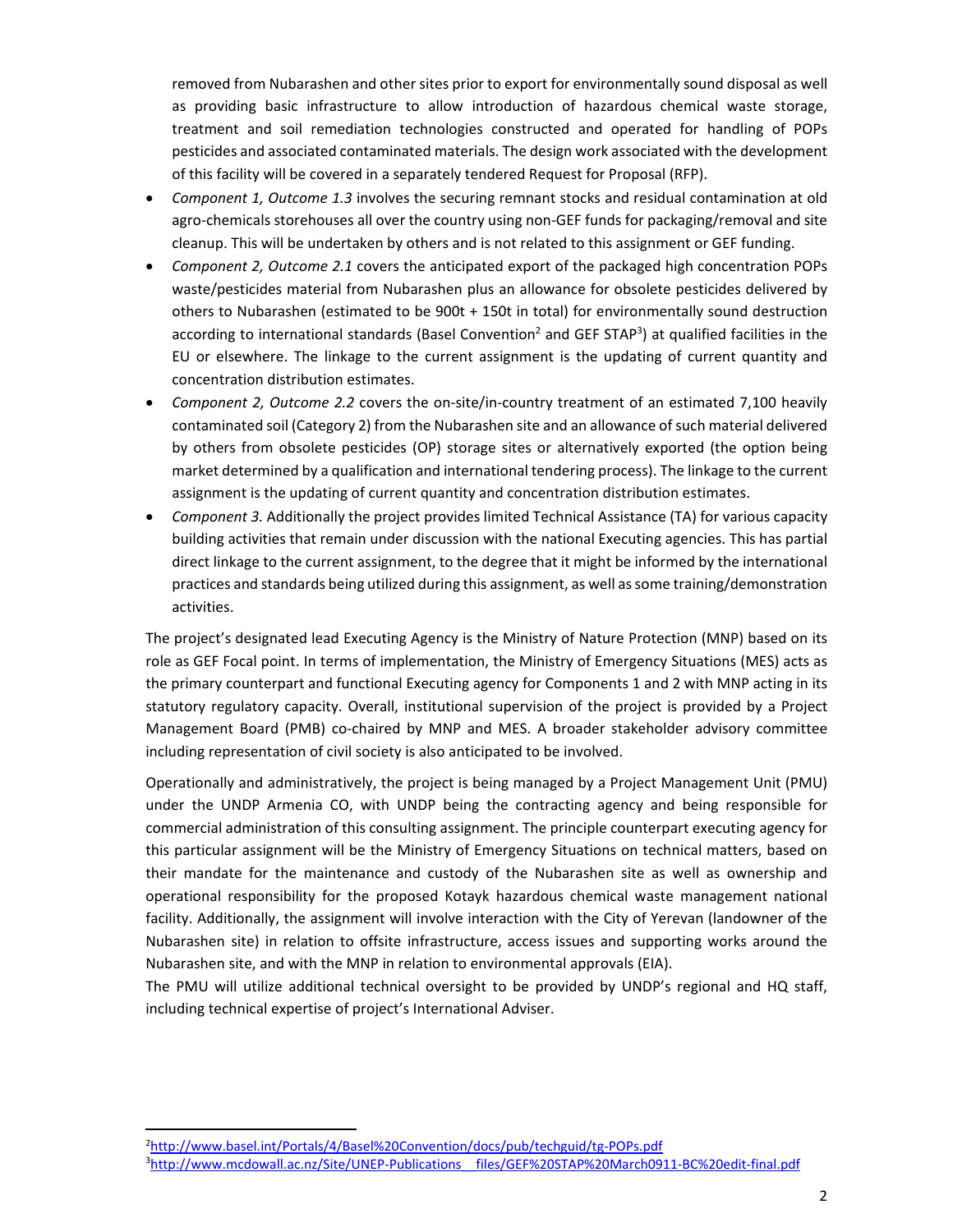removed from Nubarashen and other sites prior to export for environmentally sound disposal as well as providing basic infrastructure to allow introduction of hazardous chemical waste storage, treatment and soil remediation technologies constructed and operated for handling of POPs pesticides and associated contaminated materials. The design work associated with the development of this facility will be covered in a separately tendered Request for Proposal (RFP).

- *Component 1, Outcome 1.3* involves the securing remnant stocks and residual contamination at old agro-chemicals storehouses all over the country using non-GEF funds for packaging/removal and site cleanup. This will be undertaken by others and is not related to this assignment or GEF funding.
- *Component 2, Outcome 2.1* covers the anticipated export of the packaged high concentration POPs waste/pesticides material from Nubarashen plus an allowance for obsolete pesticides delivered by others to Nubarashen (estimated to be 900t + 150t in total) for environmentally sound destruction according to international standards (Basel Convention[2] and GEF STAP[3]) at qualified facilities in the EU or elsewhere. The linkage to the current assignment is the updating of current quantity and concentration distribution estimates.
- *Component 2, Outcome 2.2* covers the on-site/in-country treatment of an estimated 7,100 heavily contaminated soil (Category 2) from the Nubarashen site and an allowance of such material delivered by others from obsolete pesticides (OP) storage sites or alternatively exported (the option being market determined by a qualification and international tendering process). The linkage to the current assignment is the updating of current quantity and concentration distribution estimates.
- *Component 3.* Additionally the project provides limited Technical Assistance (TA) for various capacity building activities that remain under discussion with the national Executing agencies. This has partial direct linkage to the current assignment, to the degree that it might be informed by the international practices and standards being utilized during this assignment, as well as some training/demonstration activities.

The project's designated lead Executing Agency is the Ministry of Nature Protection (MNP) based on its role as GEF Focal point. In terms of implementation, the Ministry of Emergency Situations (MES) acts as the primary counterpart and functional Executing agency for Components 1 and 2 with MNP acting in its statutory regulatory capacity. Overall, institutional supervision of the project is provided by a Project Management Board (PMB) co-chaired by MNP and MES. A broader stakeholder advisory committee including representation of civil society is also anticipated to be involved.

Operationally and administratively, the project is being managed by a Project Management Unit (PMU) under the UNDP Armenia CO, with UNDP being the contracting agency and being responsible for commercial administration of this consulting assignment. The principle counterpart executing agency for this particular assignment will be the Ministry of Emergency Situations on technical matters, based on their mandate for the maintenance and custody of the Nubarashen site as well as ownership and operational responsibility for the proposed Kotayk hazardous chemical waste management national facility. Additionally, the assignment will involve interaction with the City of Yerevan (landowner of the Nubarashen site) in relation to offsite infrastructure, access issues and supporting works around the Nubarashen site, and with the MNP in relation to environmental approvals (EIA).

The PMU will utilize additional technical oversight to be provided by UNDP's regional and HQ staff, including technical expertise of project's International Adviser.

---

[2] http://www.basel.int/Portals/4/Basel%20Convention/docs/pub/techguid/tg-POPs.pdf

[3] http://www.mcdowall.ac.nz/Site/UNEP-Publications__files/GEF%20STAP%20March0911-BC%20edit-final.pdf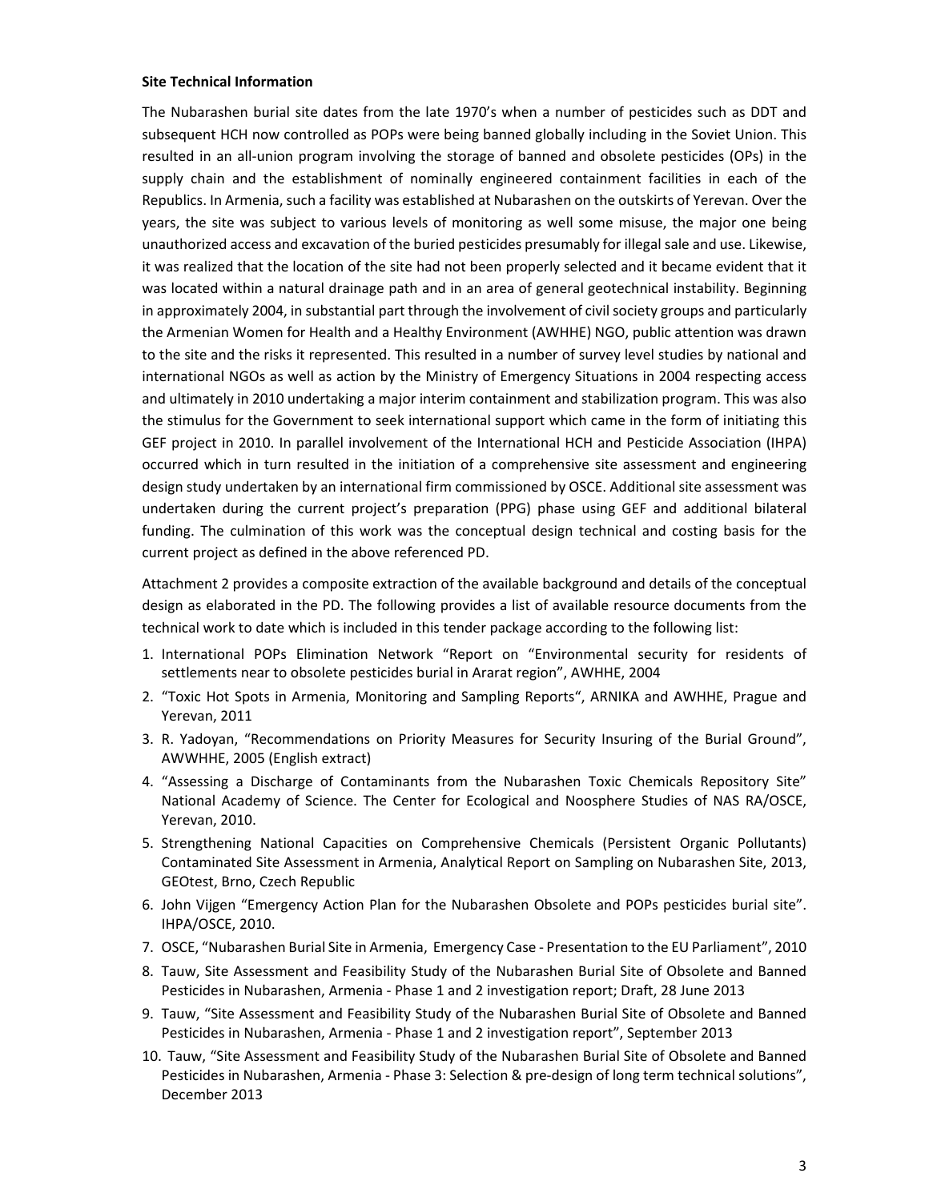**Site Technical Information**

The Nubarashen burial site dates from the late 1970's when a number of pesticides such as DDT and subsequent HCH now controlled as POPs were being banned globally including in the Soviet Union. This resulted in an all-union program involving the storage of banned and obsolete pesticides (OPs) in the supply chain and the establishment of nominally engineered containment facilities in each of the Republics. In Armenia, such a facility was established at Nubarashen on the outskirts of Yerevan. Over the years, the site was subject to various levels of monitoring as well some misuse, the major one being unauthorized access and excavation of the buried pesticides presumably for illegal sale and use. Likewise, it was realized that the location of the site had not been properly selected and it became evident that it was located within a natural drainage path and in an area of general geotechnical instability. Beginning in approximately 2004, in substantial part through the involvement of civil society groups and particularly the Armenian Women for Health and a Healthy Environment (AWHHE) NGO, public attention was drawn to the site and the risks it represented. This resulted in a number of survey level studies by national and international NGOs as well as action by the Ministry of Emergency Situations in 2004 respecting access and ultimately in 2010 undertaking a major interim containment and stabilization program. This was also the stimulus for the Government to seek international support which came in the form of initiating this GEF project in 2010. In parallel involvement of the International HCH and Pesticide Association (IHPA) occurred which in turn resulted in the initiation of a comprehensive site assessment and engineering design study undertaken by an international firm commissioned by OSCE. Additional site assessment was undertaken during the current project's preparation (PPG) phase using GEF and additional bilateral funding. The culmination of this work was the conceptual design technical and costing basis for the current project as defined in the above referenced PD.

Attachment 2 provides a composite extraction of the available background and details of the conceptual design as elaborated in the PD. The following provides a list of available resource documents from the technical work to date which is included in this tender package according to the following list:

1. International POPs Elimination Network "Report on "Environmental security for residents of settlements near to obsolete pesticides burial in Ararat region", AWHHE, 2004
2. "Toxic Hot Spots in Armenia, Monitoring and Sampling Reports", ARNIKA and AWHHE, Prague and Yerevan, 2011
3. R. Yadoyan, "Recommendations on Priority Measures for Security Insuring of the Burial Ground", AWWHHE, 2005 (English extract)
4. "Assessing a Discharge of Contaminants from the Nubarashen Toxic Chemicals Repository Site" National Academy of Science. The Center for Ecological and Noosphere Studies of NAS RA/OSCE, Yerevan, 2010.
5. Strengthening National Capacities on Comprehensive Chemicals (Persistent Organic Pollutants) Contaminated Site Assessment in Armenia, Analytical Report on Sampling on Nubarashen Site, 2013, GEOtest, Brno, Czech Republic
6. John Vijgen "Emergency Action Plan for the Nubarashen Obsolete and POPs pesticides burial site". IHPA/OSCE, 2010.
7. OSCE, "Nubarashen Burial Site in Armenia, Emergency Case - Presentation to the EU Parliament", 2010
8. Tauw, Site Assessment and Feasibility Study of the Nubarashen Burial Site of Obsolete and Banned Pesticides in Nubarashen, Armenia - Phase 1 and 2 investigation report; Draft, 28 June 2013
9. Tauw, "Site Assessment and Feasibility Study of the Nubarashen Burial Site of Obsolete and Banned Pesticides in Nubarashen, Armenia - Phase 1 and 2 investigation report", September 2013
10. Tauw, "Site Assessment and Feasibility Study of the Nubarashen Burial Site of Obsolete and Banned Pesticides in Nubarashen, Armenia - Phase 3: Selection & pre-design of long term technical solutions", December 2013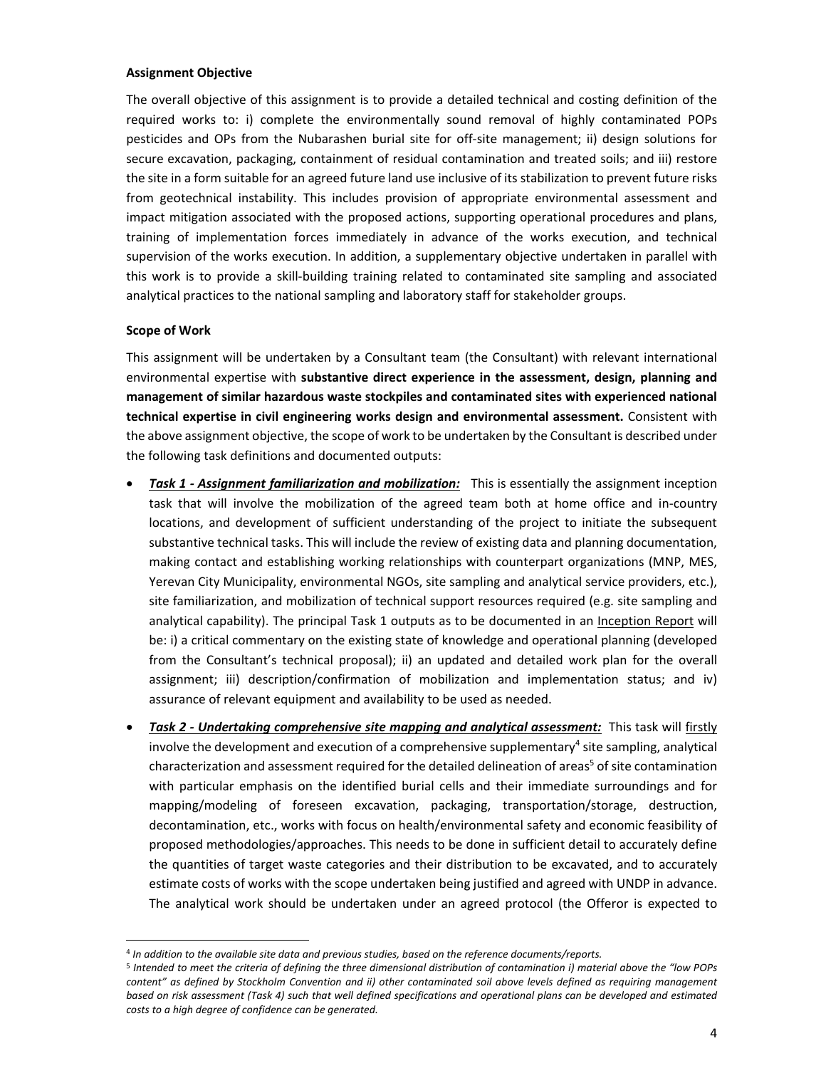**Assignment Objective**

The overall objective of this assignment is to provide a detailed technical and costing definition of the required works to: i) complete the environmentally sound removal of highly contaminated POPs pesticides and OPs from the Nubarashen burial site for off-site management; ii) design solutions for secure excavation, packaging, containment of residual contamination and treated soils; and iii) restore the site in a form suitable for an agreed future land use inclusive of its stabilization to prevent future risks from geotechnical instability. This includes provision of appropriate environmental assessment and impact mitigation associated with the proposed actions, supporting operational procedures and plans, training of implementation forces immediately in advance of the works execution, and technical supervision of the works execution. In addition, a supplementary objective undertaken in parallel with this work is to provide a skill-building training related to contaminated site sampling and associated analytical practices to the national sampling and laboratory staff for stakeholder groups.

**Scope of Work**

This assignment will be undertaken by a Consultant team (the Consultant) with relevant international environmental expertise with **substantive direct experience in the assessment, design, planning and management of similar hazardous waste stockpiles and contaminated sites with experienced national technical expertise in civil engineering works design and environmental assessment.** Consistent with the above assignment objective, the scope of work to be undertaken by the Consultant is described under the following task definitions and documented outputs:

- ***Task 1 - Assignment familiarization and mobilization:*** This is essentially the assignment inception task that will involve the mobilization of the agreed team both at home office and in-country locations, and development of sufficient understanding of the project to initiate the subsequent substantive technical tasks. This will include the review of existing data and planning documentation, making contact and establishing working relationships with counterpart organizations (MNP, MES, Yerevan City Municipality, environmental NGOs, site sampling and analytical service providers, etc.), site familiarization, and mobilization of technical support resources required (e.g. site sampling and analytical capability). The principal Task 1 outputs as to be documented in an Inception Report will be: i) a critical commentary on the existing state of knowledge and operational planning (developed from the Consultant's technical proposal); ii) an updated and detailed work plan for the overall assignment; iii) description/confirmation of mobilization and implementation status; and iv) assurance of relevant equipment and availability to be used as needed.
- ***Task 2 - Undertaking comprehensive site mapping and analytical assessment:*** This task will firstly involve the development and execution of a comprehensive supplementary[4] site sampling, analytical characterization and assessment required for the detailed delineation of areas[5] of site contamination with particular emphasis on the identified burial cells and their immediate surroundings and for mapping/modeling of foreseen excavation, packaging, transportation/storage, destruction, decontamination, etc., works with focus on health/environmental safety and economic feasibility of proposed methodologies/approaches. This needs to be done in sufficient detail to accurately define the quantities of target waste categories and their distribution to be excavated, and to accurately estimate costs of works with the scope undertaken being justified and agreed with UNDP in advance. The analytical work should be undertaken under an agreed protocol (the Offeror is expected to

---

[4] *In addition to the available site data and previous studies, based on the reference documents/reports.*

[5] *Intended to meet the criteria of defining the three dimensional distribution of contamination i) material above the "low POPs content" as defined by Stockholm Convention and ii) other contaminated soil above levels defined as requiring management based on risk assessment (Task 4) such that well defined specifications and operational plans can be developed and estimated costs to a high degree of confidence can be generated.*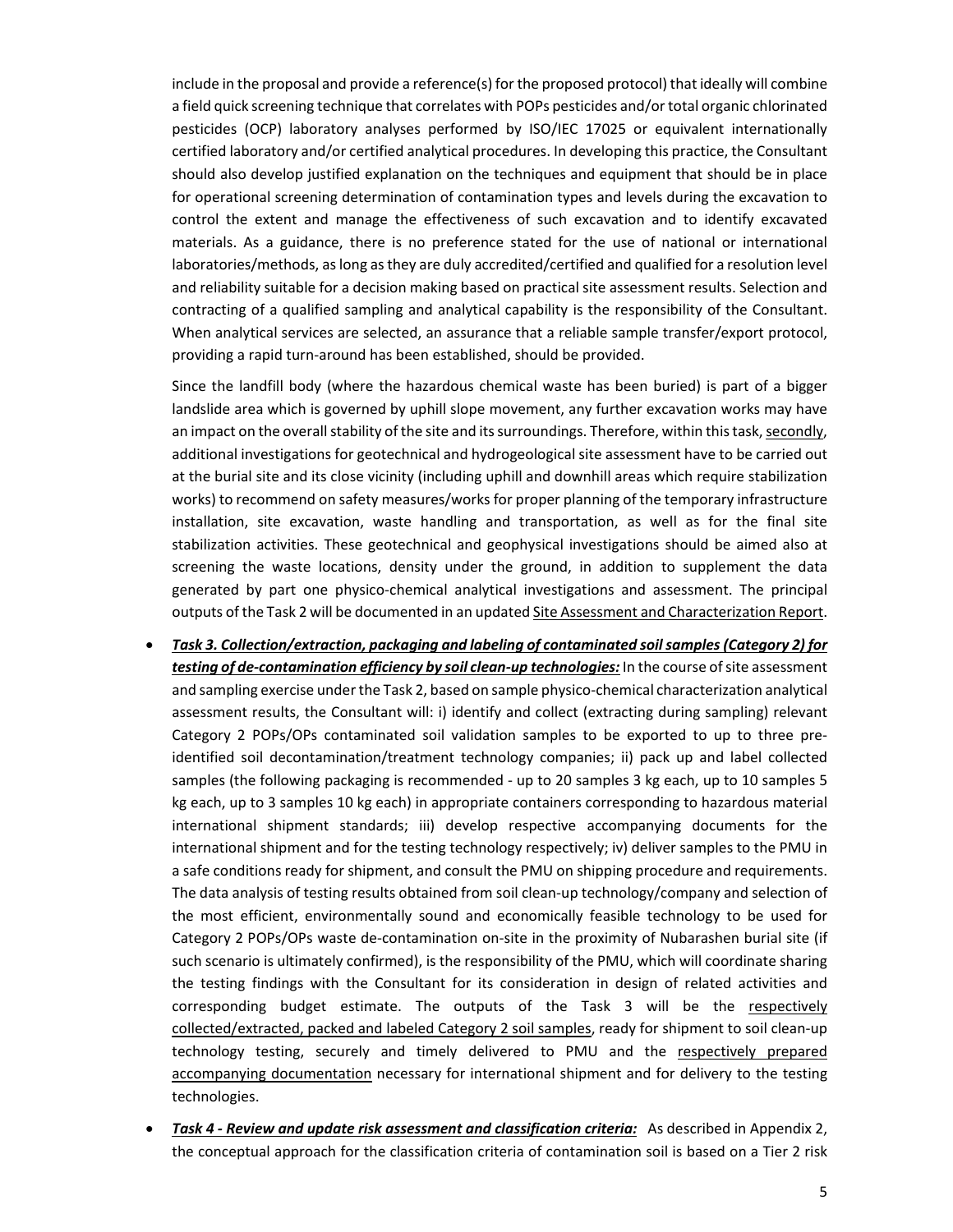include in the proposal and provide a reference(s) for the proposed protocol) that ideally will combine a field quick screening technique that correlates with POPs pesticides and/or total organic chlorinated pesticides (OCP) laboratory analyses performed by ISO/IEC 17025 or equivalent internationally certified laboratory and/or certified analytical procedures. In developing this practice, the Consultant should also develop justified explanation on the techniques and equipment that should be in place for operational screening determination of contamination types and levels during the excavation to control the extent and manage the effectiveness of such excavation and to identify excavated materials. As a guidance, there is no preference stated for the use of national or international laboratories/methods, as long as they are duly accredited/certified and qualified for a resolution level and reliability suitable for a decision making based on practical site assessment results. Selection and contracting of a qualified sampling and analytical capability is the responsibility of the Consultant. When analytical services are selected, an assurance that a reliable sample transfer/export protocol, providing a rapid turn-around has been established, should be provided.

Since the landfill body (where the hazardous chemical waste has been buried) is part of a bigger landslide area which is governed by uphill slope movement, any further excavation works may have an impact on the overall stability of the site and its surroundings. Therefore, within this task, <u>secondly</u>, additional investigations for geotechnical and hydrogeological site assessment have to be carried out at the burial site and its close vicinity (including uphill and downhill areas which require stabilization works) to recommend on safety measures/works for proper planning of the temporary infrastructure installation, site excavation, waste handling and transportation, as well as for the final site stabilization activities. These geotechnical and geophysical investigations should be aimed also at screening the waste locations, density under the ground, in addition to supplement the data generated by part one physico-chemical analytical investigations and assessment. The principal outputs of the Task 2 will be documented in an updated <u>Site Assessment and Characterization Report</u>.

- ***<u>Task 3. Collection/extraction, packaging and labeling of contaminated soil samples (Category 2) for testing of de-contamination efficiency by soil clean-up technologies:</u>*** In the course of site assessment and sampling exercise under the Task 2, based on sample physico-chemical characterization analytical assessment results, the Consultant will: i) identify and collect (extracting during sampling) relevant Category 2 POPs/OPs contaminated soil validation samples to be exported to up to three pre-identified soil decontamination/treatment technology companies; ii) pack up and label collected samples (the following packaging is recommended - up to 20 samples 3 kg each, up to 10 samples 5 kg each, up to 3 samples 10 kg each) in appropriate containers corresponding to hazardous material international shipment standards; iii) develop respective accompanying documents for the international shipment and for the testing technology respectively; iv) deliver samples to the PMU in a safe conditions ready for shipment, and consult the PMU on shipping procedure and requirements. The data analysis of testing results obtained from soil clean-up technology/company and selection of the most efficient, environmentally sound and economically feasible technology to be used for Category 2 POPs/OPs waste de-contamination on-site in the proximity of Nubarashen burial site (if such scenario is ultimately confirmed), is the responsibility of the PMU, which will coordinate sharing the testing findings with the Consultant for its consideration in design of related activities and corresponding budget estimate. The outputs of the Task 3 will be the <u>respectively collected/extracted, packed and labeled Category 2 soil samples</u>, ready for shipment to soil clean-up technology testing, securely and timely delivered to PMU and the <u>respectively prepared accompanying documentation</u> necessary for international shipment and for delivery to the testing technologies.

- ***<u>Task 4 - Review and update risk assessment and classification criteria:</u>*** As described in Appendix 2, the conceptual approach for the classification criteria of contamination soil is based on a Tier 2 risk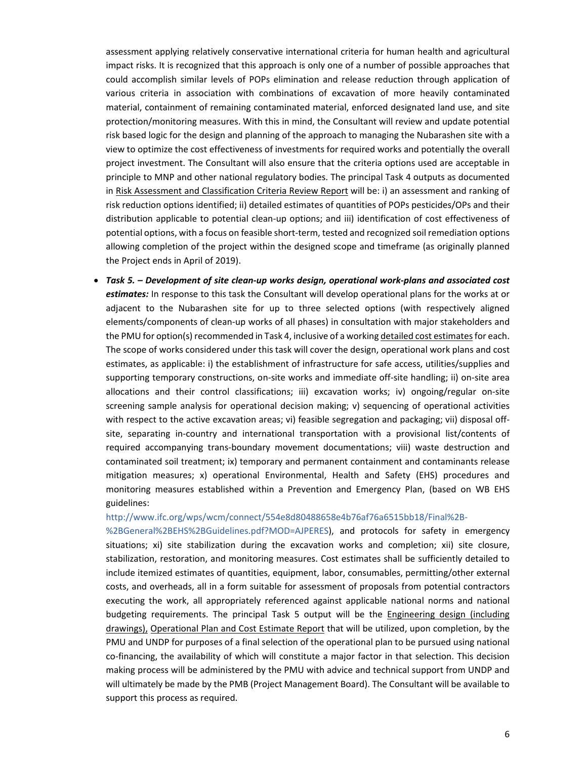assessment applying relatively conservative international criteria for human health and agricultural impact risks. It is recognized that this approach is only one of a number of possible approaches that could accomplish similar levels of POPs elimination and release reduction through application of various criteria in association with combinations of excavation of more heavily contaminated material, containment of remaining contaminated material, enforced designated land use, and site protection/monitoring measures. With this in mind, the Consultant will review and update potential risk based logic for the design and planning of the approach to managing the Nubarashen site with a view to optimize the cost effectiveness of investments for required works and potentially the overall project investment. The Consultant will also ensure that the criteria options used are acceptable in principle to MNP and other national regulatory bodies. The principal Task 4 outputs as documented in <u>Risk Assessment and Classification Criteria Review Report</u> will be: i) an assessment and ranking of risk reduction options identified; ii) detailed estimates of quantities of POPs pesticides/OPs and their distribution applicable to potential clean-up options; and iii) identification of cost effectiveness of potential options, with a focus on feasible short-term, tested and recognized soil remediation options allowing completion of the project within the designed scope and timeframe (as originally planned the Project ends in April of 2019).

- ***Task 5. – Development of site clean-up works design, operational work-plans and associated cost estimates:*** In response to this task the Consultant will develop operational plans for the works at or adjacent to the Nubarashen site for up to three selected options (with respectively aligned elements/components of clean-up works of all phases) in consultation with major stakeholders and the PMU for option(s) recommended in Task 4, inclusive of a working <u>detailed cost estimates</u> for each. The scope of works considered under this task will cover the design, operational work plans and cost estimates, as applicable: i) the establishment of infrastructure for safe access, utilities/supplies and supporting temporary constructions, on-site works and immediate off-site handling; ii) on-site area allocations and their control classifications; iii) excavation works; iv) ongoing/regular on-site screening sample analysis for operational decision making; v) sequencing of operational activities with respect to the active excavation areas; vi) feasible segregation and packaging; vii) disposal off-site, separating in-country and international transportation with a provisional list/contents of required accompanying trans-boundary movement documentations; viii) waste destruction and contaminated soil treatment; ix) temporary and permanent containment and contaminants release mitigation measures; x) operational Environmental, Health and Safety (EHS) procedures and monitoring measures established within a Prevention and Emergency Plan, (based on WB EHS guidelines: http://www.ifc.org/wps/wcm/connect/554e8d80488658e4b76af76a6515bb18/Final%2B-%2BGeneral%2BEHS%2BGuidelines.pdf?MOD=AJPERES), and protocols for safety in emergency situations; xi) site stabilization during the excavation works and completion; xii) site closure, stabilization, restoration, and monitoring measures. Cost estimates shall be sufficiently detailed to include itemized estimates of quantities, equipment, labor, consumables, permitting/other external costs, and overheads, all in a form suitable for assessment of proposals from potential contractors executing the work, all appropriately referenced against applicable national norms and national budgeting requirements. The principal Task 5 output will be the <u>Engineering design (including drawings),</u> <u>Operational Plan and Cost Estimate Report</u> that will be utilized, upon completion, by the PMU and UNDP for purposes of a final selection of the operational plan to be pursued using national co-financing, the availability of which will constitute a major factor in that selection. This decision making process will be administered by the PMU with advice and technical support from UNDP and will ultimately be made by the PMB (Project Management Board). The Consultant will be available to support this process as required.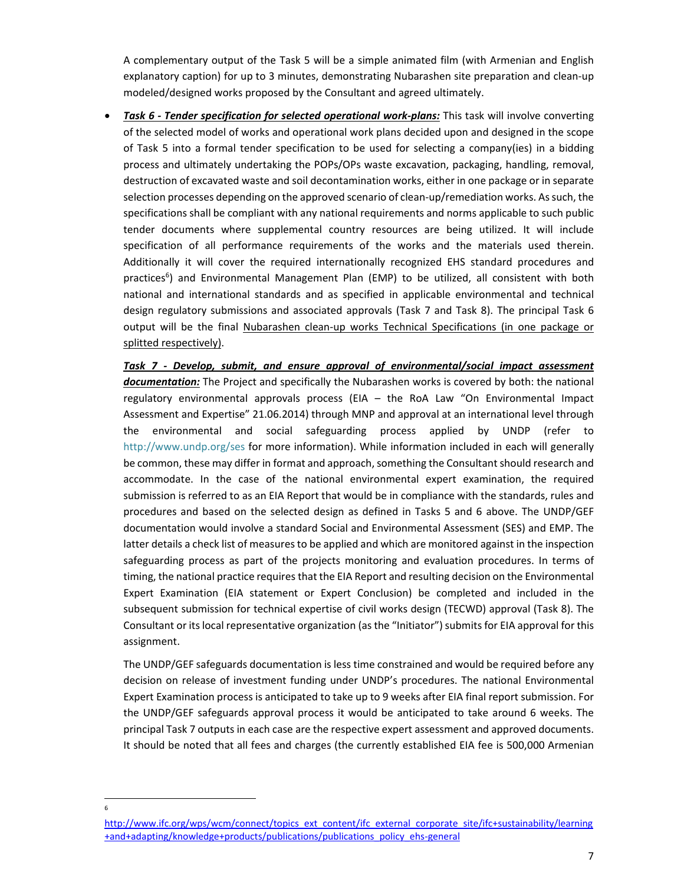A complementary output of the Task 5 will be a simple animated film (with Armenian and English explanatory caption) for up to 3 minutes, demonstrating Nubarashen site preparation and clean-up modeled/designed works proposed by the Consultant and agreed ultimately.

- ***Task 6 - Tender specification for selected operational work-plans:*** This task will involve converting of the selected model of works and operational work plans decided upon and designed in the scope of Task 5 into a formal tender specification to be used for selecting a company(ies) in a bidding process and ultimately undertaking the POPs/OPs waste excavation, packaging, handling, removal, destruction of excavated waste and soil decontamination works, either in one package or in separate selection processes depending on the approved scenario of clean-up/remediation works. As such, the specifications shall be compliant with any national requirements and norms applicable to such public tender documents where supplemental country resources are being utilized. It will include specification of all performance requirements of the works and the materials used therein. Additionally it will cover the required internationally recognized EHS standard procedures and practices[6]) and Environmental Management Plan (EMP) to be utilized, all consistent with both national and international standards and as specified in applicable environmental and technical design regulatory submissions and associated approvals (Task 7 and Task 8). The principal Task 6 output will be the final Nubarashen clean-up works Technical Specifications (in one package or splitted respectively).

  ***Task 7 - Develop, submit, and ensure approval of environmental/social impact assessment documentation:*** The Project and specifically the Nubarashen works is covered by both: the national regulatory environmental approvals process (EIA – the RoA Law "On Environmental Impact Assessment and Expertise" 21.06.2014) through MNP and approval at an international level through the environmental and social safeguarding process applied by UNDP (refer to http://www.undp.org/ses for more information). While information included in each will generally be common, these may differ in format and approach, something the Consultant should research and accommodate. In the case of the national environmental expert examination, the required submission is referred to as an EIA Report that would be in compliance with the standards, rules and procedures and based on the selected design as defined in Tasks 5 and 6 above. The UNDP/GEF documentation would involve a standard Social and Environmental Assessment (SES) and EMP. The latter details a check list of measures to be applied and which are monitored against in the inspection safeguarding process as part of the projects monitoring and evaluation procedures. In terms of timing, the national practice requires that the EIA Report and resulting decision on the Environmental Expert Examination (EIA statement or Expert Conclusion) be completed and included in the subsequent submission for technical expertise of civil works design (TECWD) approval (Task 8). The Consultant or its local representative organization (as the "Initiator") submits for EIA approval for this assignment.

  The UNDP/GEF safeguards documentation is less time constrained and would be required before any decision on release of investment funding under UNDP's procedures. The national Environmental Expert Examination process is anticipated to take up to 9 weeks after EIA final report submission. For the UNDP/GEF safeguards approval process it would be anticipated to take around 6 weeks. The principal Task 7 outputs in each case are the respective expert assessment and approved documents. It should be noted that all fees and charges (the currently established EIA fee is 500,000 Armenian

---

[6] http://www.ifc.org/wps/wcm/connect/topics_ext_content/ifc_external_corporate_site/ifc+sustainability/learning+and+adapting/knowledge+products/publications/publications_policy_ehs-general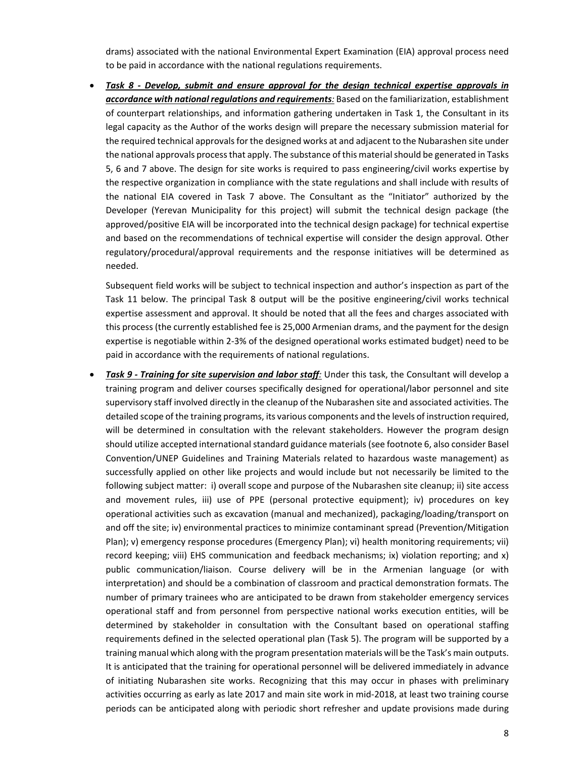drams) associated with the national Environmental Expert Examination (EIA) approval process need to be paid in accordance with the national regulations requirements.

- ***Task 8 - Develop, submit and ensure approval for the design technical expertise approvals in accordance with national regulations and requirements**:* Based on the familiarization, establishment of counterpart relationships, and information gathering undertaken in Task 1, the Consultant in its legal capacity as the Author of the works design will prepare the necessary submission material for the required technical approvals for the designed works at and adjacent to the Nubarashen site under the national approvals process that apply. The substance of this material should be generated in Tasks 5, 6 and 7 above. The design for site works is required to pass engineering/civil works expertise by the respective organization in compliance with the state regulations and shall include with results of the national EIA covered in Task 7 above. The Consultant as the "Initiator" authorized by the Developer (Yerevan Municipality for this project) will submit the technical design package (the approved/positive EIA will be incorporated into the technical design package) for technical expertise and based on the recommendations of technical expertise will consider the design approval. Other regulatory/procedural/approval requirements and the response initiatives will be determined as needed.

  Subsequent field works will be subject to technical inspection and author's inspection as part of the Task 11 below. The principal Task 8 output will be the positive engineering/civil works technical expertise assessment and approval. It should be noted that all the fees and charges associated with this process (the currently established fee is 25,000 Armenian drams, and the payment for the design expertise is negotiable within 2-3% of the designed operational works estimated budget) need to be paid in accordance with the requirements of national regulations.

- ***Task 9 - Training for site supervision and labor staff**:* Under this task, the Consultant will develop a training program and deliver courses specifically designed for operational/labor personnel and site supervisory staff involved directly in the cleanup of the Nubarashen site and associated activities. The detailed scope of the training programs, its various components and the levels of instruction required, will be determined in consultation with the relevant stakeholders. However the program design should utilize accepted international standard guidance materials (see footnote 6, also consider Basel Convention/UNEP Guidelines and Training Materials related to hazardous waste management) as successfully applied on other like projects and would include but not necessarily be limited to the following subject matter: i) overall scope and purpose of the Nubarashen site cleanup; ii) site access and movement rules, iii) use of PPE (personal protective equipment); iv) procedures on key operational activities such as excavation (manual and mechanized), packaging/loading/transport on and off the site; iv) environmental practices to minimize contaminant spread (Prevention/Mitigation Plan); v) emergency response procedures (Emergency Plan); vi) health monitoring requirements; vii) record keeping; viii) EHS communication and feedback mechanisms; ix) violation reporting; and x) public communication/liaison. Course delivery will be in the Armenian language (or with interpretation) and should be a combination of classroom and practical demonstration formats. The number of primary trainees who are anticipated to be drawn from stakeholder emergency services operational staff and from personnel from perspective national works execution entities, will be determined by stakeholder in consultation with the Consultant based on operational staffing requirements defined in the selected operational plan (Task 5). The program will be supported by a training manual which along with the program presentation materials will be the Task's main outputs. It is anticipated that the training for operational personnel will be delivered immediately in advance of initiating Nubarashen site works. Recognizing that this may occur in phases with preliminary activities occurring as early as late 2017 and main site work in mid-2018, at least two training course periods can be anticipated along with periodic short refresher and update provisions made during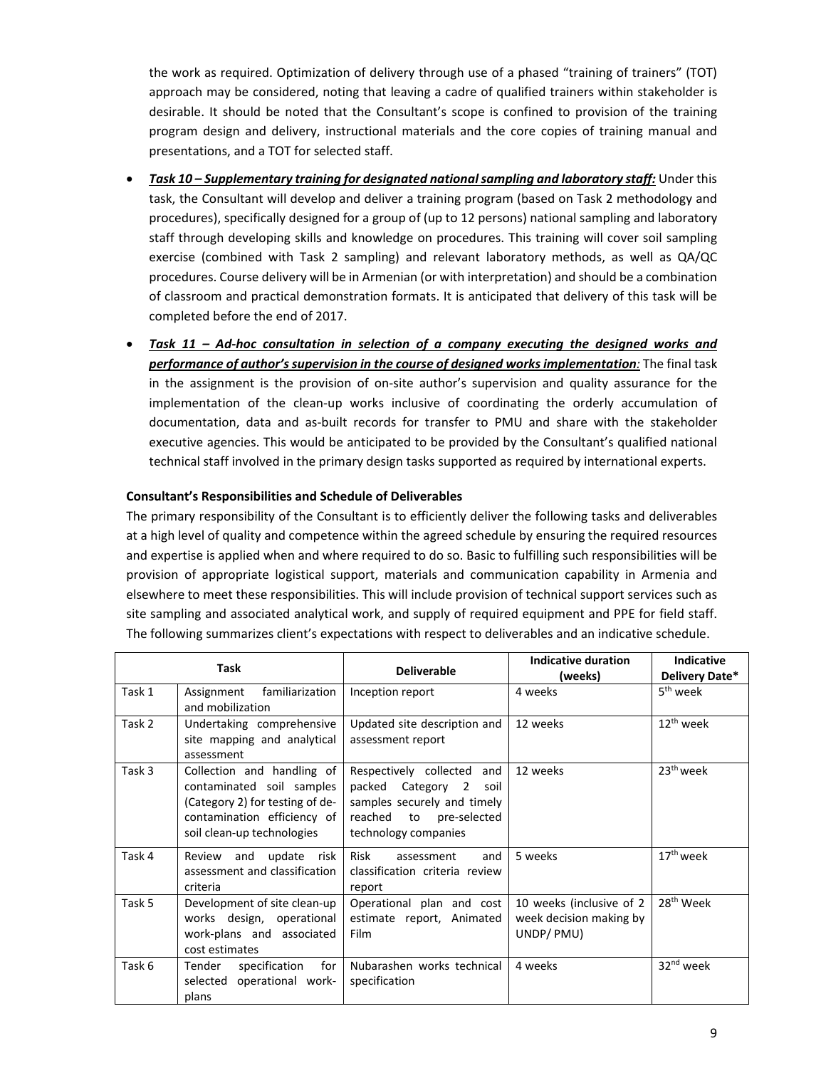the work as required. Optimization of delivery through use of a phased "training of trainers" (TOT) approach may be considered, noting that leaving a cadre of qualified trainers within stakeholder is desirable. It should be noted that the Consultant's scope is confined to provision of the training program design and delivery, instructional materials and the core copies of training manual and presentations, and a TOT for selected staff.

- ***Task 10 – Supplementary training for designated national sampling and laboratory staff:*** Under this task, the Consultant will develop and deliver a training program (based on Task 2 methodology and procedures), specifically designed for a group of (up to 12 persons) national sampling and laboratory staff through developing skills and knowledge on procedures. This training will cover soil sampling exercise (combined with Task 2 sampling) and relevant laboratory methods, as well as QA/QC procedures. Course delivery will be in Armenian (or with interpretation) and should be a combination of classroom and practical demonstration formats. It is anticipated that delivery of this task will be completed before the end of 2017.
- ***Task 11 – Ad-hoc consultation in selection of a company executing the designed works and performance of author's supervision in the course of designed works implementation:*** The final task in the assignment is the provision of on-site author's supervision and quality assurance for the implementation of the clean-up works inclusive of coordinating the orderly accumulation of documentation, data and as-built records for transfer to PMU and share with the stakeholder executive agencies. This would be anticipated to be provided by the Consultant's qualified national technical staff involved in the primary design tasks supported as required by international experts.

**Consultant's Responsibilities and Schedule of Deliverables**

The primary responsibility of the Consultant is to efficiently deliver the following tasks and deliverables at a high level of quality and competence within the agreed schedule by ensuring the required resources and expertise is applied when and where required to do so. Basic to fulfilling such responsibilities will be provision of appropriate logistical support, materials and communication capability in Armenia and elsewhere to meet these responsibilities. This will include provision of technical support services such as site sampling and associated analytical work, and supply of required equipment and PPE for field staff. The following summarizes client's expectations with respect to deliverables and an indicative schedule.

| Task | | Deliverable | Indicative duration (weeks) | Indicative Delivery Date* |
|---|---|---|---|---|
| Task 1 | Assignment familiarization and mobilization | Inception report | 4 weeks | 5th week |
| Task 2 | Undertaking comprehensive site mapping and analytical assessment | Updated site description and assessment report | 12 weeks | 12th week |
| Task 3 | Collection and handling of contaminated soil samples (Category 2) for testing of de-contamination efficiency of soil clean-up technologies | Respectively collected and packed Category 2 soil samples securely and timely reached to pre-selected technology companies | 12 weeks | 23th week |
| Task 4 | Review and update risk assessment and classification criteria | Risk assessment and classification criteria review report | 5 weeks | 17th week |
| Task 5 | Development of site clean-up works design, operational work-plans and associated cost estimates | Operational plan and cost estimate report, Animated Film | 10 weeks (inclusive of 2 week decision making by UNDP/ PMU) | 28th Week |
| Task 6 | Tender specification for selected operational work-plans | Nubarashen works technical specification | 4 weeks | 32nd week |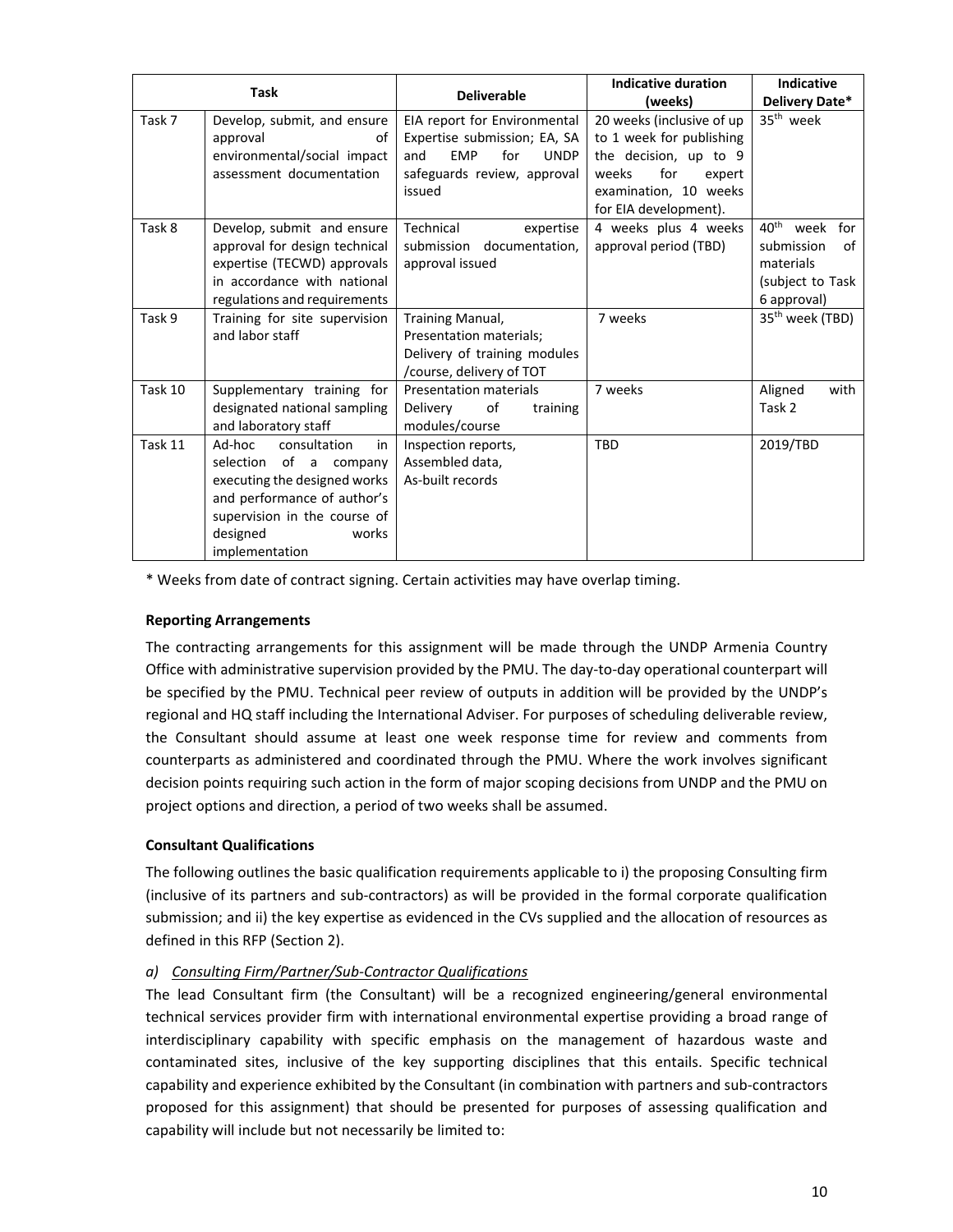| Task | | Deliverable | Indicative duration (weeks) | Indicative Delivery Date* |
|---|---|---|---|---|
| Task 7 | Develop, submit, and ensure approval of environmental/social impact assessment documentation | EIA report for Environmental Expertise submission; EA, SA and EMP for UNDP safeguards review, approval issued | 20 weeks (inclusive of up to 1 week for publishing the decision, up to 9 weeks for expert examination, 10 weeks for EIA development). | 35th week |
| Task 8 | Develop, submit and ensure approval for design technical expertise (TECWD) approvals in accordance with national regulations and requirements | Technical expertise submission documentation, approval issued | 4 weeks plus 4 weeks approval period (TBD) | 40th week for submission of materials (subject to Task 6 approval) |
| Task 9 | Training for site supervision and labor staff | Training Manual, Presentation materials; Delivery of training modules /course, delivery of TOT | 7 weeks | 35th week (TBD) |
| Task 10 | Supplementary training for designated national sampling and laboratory staff | Presentation materials Delivery of training modules/course | 7 weeks | Aligned with Task 2 |
| Task 11 | Ad-hoc consultation in selection of a company executing the designed works and performance of author's supervision in the course of designed works implementation | Inspection reports, Assembled data, As-built records | TBD | 2019/TBD |

\* Weeks from date of contract signing. Certain activities may have overlap timing.

**Reporting Arrangements**

The contracting arrangements for this assignment will be made through the UNDP Armenia Country Office with administrative supervision provided by the PMU. The day-to-day operational counterpart will be specified by the PMU. Technical peer review of outputs in addition will be provided by the UNDP's regional and HQ staff including the International Adviser. For purposes of scheduling deliverable review, the Consultant should assume at least one week response time for review and comments from counterparts as administered and coordinated through the PMU. Where the work involves significant decision points requiring such action in the form of major scoping decisions from UNDP and the PMU on project options and direction, a period of two weeks shall be assumed.

**Consultant Qualifications**

The following outlines the basic qualification requirements applicable to i) the proposing Consulting firm (inclusive of its partners and sub-contractors) as will be provided in the formal corporate qualification submission; and ii) the key expertise as evidenced in the CVs supplied and the allocation of resources as defined in this RFP (Section 2).

*a) Consulting Firm/Partner/Sub-Contractor Qualifications*

The lead Consultant firm (the Consultant) will be a recognized engineering/general environmental technical services provider firm with international environmental expertise providing a broad range of interdisciplinary capability with specific emphasis on the management of hazardous waste and contaminated sites, inclusive of the key supporting disciplines that this entails. Specific technical capability and experience exhibited by the Consultant (in combination with partners and sub-contractors proposed for this assignment) that should be presented for purposes of assessing qualification and capability will include but not necessarily be limited to: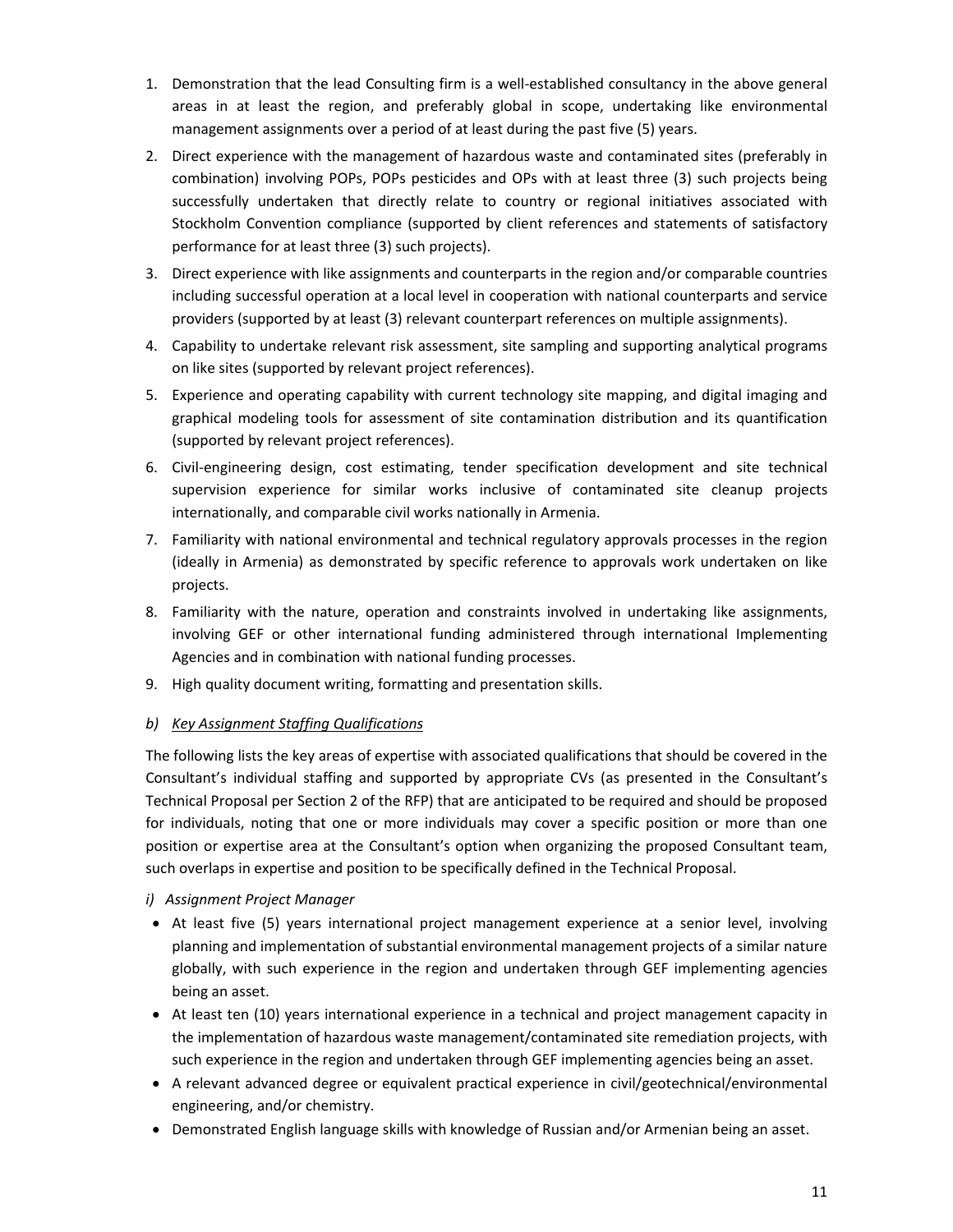1. Demonstration that the lead Consulting firm is a well-established consultancy in the above general areas in at least the region, and preferably global in scope, undertaking like environmental management assignments over a period of at least during the past five (5) years.
2. Direct experience with the management of hazardous waste and contaminated sites (preferably in combination) involving POPs, POPs pesticides and OPs with at least three (3) such projects being successfully undertaken that directly relate to country or regional initiatives associated with Stockholm Convention compliance (supported by client references and statements of satisfactory performance for at least three (3) such projects).
3. Direct experience with like assignments and counterparts in the region and/or comparable countries including successful operation at a local level in cooperation with national counterparts and service providers (supported by at least (3) relevant counterpart references on multiple assignments).
4. Capability to undertake relevant risk assessment, site sampling and supporting analytical programs on like sites (supported by relevant project references).
5. Experience and operating capability with current technology site mapping, and digital imaging and graphical modeling tools for assessment of site contamination distribution and its quantification (supported by relevant project references).
6. Civil-engineering design, cost estimating, tender specification development and site technical supervision experience for similar works inclusive of contaminated site cleanup projects internationally, and comparable civil works nationally in Armenia.
7. Familiarity with national environmental and technical regulatory approvals processes in the region (ideally in Armenia) as demonstrated by specific reference to approvals work undertaken on like projects.
8. Familiarity with the nature, operation and constraints involved in undertaking like assignments, involving GEF or other international funding administered through international Implementing Agencies and in combination with national funding processes.
9. High quality document writing, formatting and presentation skills.

*b) <u>Key Assignment Staffing Qualifications</u>*

The following lists the key areas of expertise with associated qualifications that should be covered in the Consultant's individual staffing and supported by appropriate CVs (as presented in the Consultant's Technical Proposal per Section 2 of the RFP) that are anticipated to be required and should be proposed for individuals, noting that one or more individuals may cover a specific position or more than one position or expertise area at the Consultant's option when organizing the proposed Consultant team, such overlaps in expertise and position to be specifically defined in the Technical Proposal.

*i) Assignment Project Manager*

- At least five (5) years international project management experience at a senior level, involving planning and implementation of substantial environmental management projects of a similar nature globally, with such experience in the region and undertaken through GEF implementing agencies being an asset.
- At least ten (10) years international experience in a technical and project management capacity in the implementation of hazardous waste management/contaminated site remediation projects, with such experience in the region and undertaken through GEF implementing agencies being an asset.
- A relevant advanced degree or equivalent practical experience in civil/geotechnical/environmental engineering, and/or chemistry.
- Demonstrated English language skills with knowledge of Russian and/or Armenian being an asset.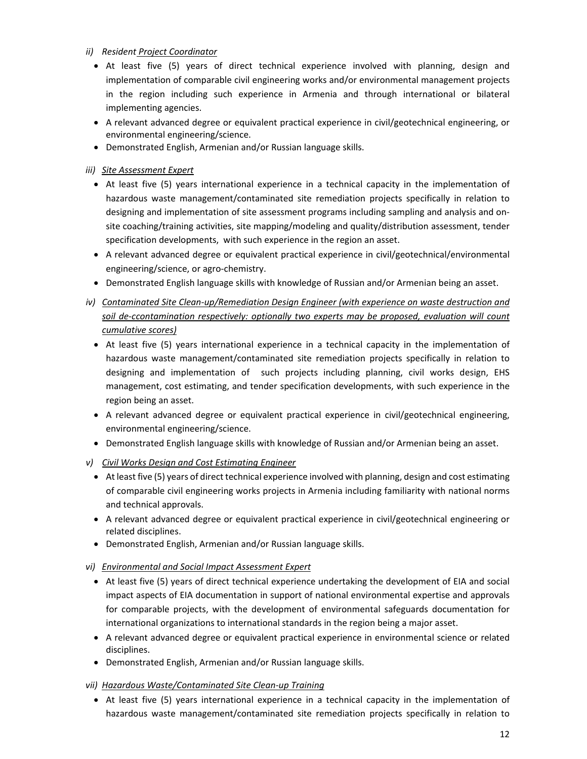*ii) Resident Project Coordinator*

- At least five (5) years of direct technical experience involved with planning, design and implementation of comparable civil engineering works and/or environmental management projects in the region including such experience in Armenia and through international or bilateral implementing agencies.
- A relevant advanced degree or equivalent practical experience in civil/geotechnical engineering, or environmental engineering/science.
- Demonstrated English, Armenian and/or Russian language skills.

*iii) Site Assessment Expert*

- At least five (5) years international experience in a technical capacity in the implementation of hazardous waste management/contaminated site remediation projects specifically in relation to designing and implementation of site assessment programs including sampling and analysis and on-site coaching/training activities, site mapping/modeling and quality/distribution assessment, tender specification developments, with such experience in the region an asset.
- A relevant advanced degree or equivalent practical experience in civil/geotechnical/environmental engineering/science, or agro-chemistry.
- Demonstrated English language skills with knowledge of Russian and/or Armenian being an asset.

*iv) Contaminated Site Clean-up/Remediation Design Engineer (with experience on waste destruction and soil de-ccontamination respectively: optionally two experts may be proposed, evaluation will count cumulative scores)*

- At least five (5) years international experience in a technical capacity in the implementation of hazardous waste management/contaminated site remediation projects specifically in relation to designing and implementation of such projects including planning, civil works design, EHS management, cost estimating, and tender specification developments, with such experience in the region being an asset.
- A relevant advanced degree or equivalent practical experience in civil/geotechnical engineering, environmental engineering/science.
- Demonstrated English language skills with knowledge of Russian and/or Armenian being an asset.

*v) Civil Works Design and Cost Estimating Engineer*

- At least five (5) years of direct technical experience involved with planning, design and cost estimating of comparable civil engineering works projects in Armenia including familiarity with national norms and technical approvals.
- A relevant advanced degree or equivalent practical experience in civil/geotechnical engineering or related disciplines.
- Demonstrated English, Armenian and/or Russian language skills.

*vi) Environmental and Social Impact Assessment Expert*

- At least five (5) years of direct technical experience undertaking the development of EIA and social impact aspects of EIA documentation in support of national environmental expertise and approvals for comparable projects, with the development of environmental safeguards documentation for international organizations to international standards in the region being a major asset.
- A relevant advanced degree or equivalent practical experience in environmental science or related disciplines.
- Demonstrated English, Armenian and/or Russian language skills.

*vii) Hazardous Waste/Contaminated Site Clean-up Training*

- At least five (5) years international experience in a technical capacity in the implementation of hazardous waste management/contaminated site remediation projects specifically in relation to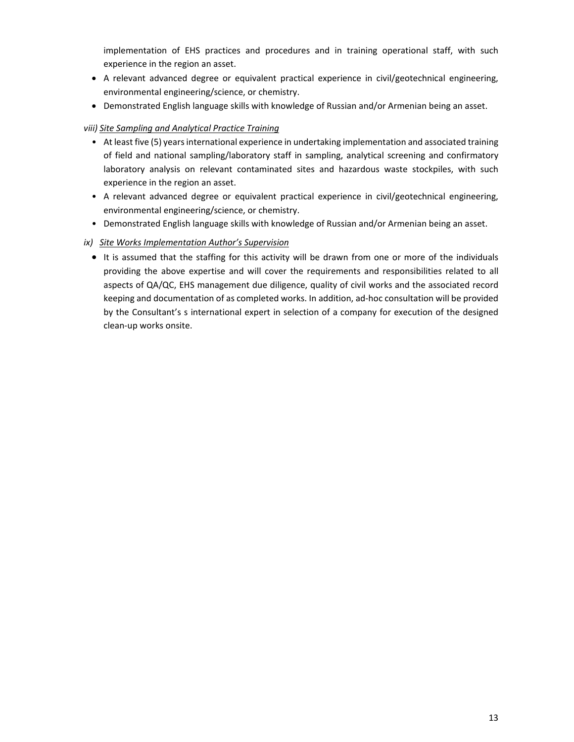implementation of EHS practices and procedures and in training operational staff, with such experience in the region an asset.

- A relevant advanced degree or equivalent practical experience in civil/geotechnical engineering, environmental engineering/science, or chemistry.
- Demonstrated English language skills with knowledge of Russian and/or Armenian being an asset.

*viii) Site Sampling and Analytical Practice Training*

- At least five (5) years international experience in undertaking implementation and associated training of field and national sampling/laboratory staff in sampling, analytical screening and confirmatory laboratory analysis on relevant contaminated sites and hazardous waste stockpiles, with such experience in the region an asset.
- A relevant advanced degree or equivalent practical experience in civil/geotechnical engineering, environmental engineering/science, or chemistry.
- Demonstrated English language skills with knowledge of Russian and/or Armenian being an asset.

*ix) Site Works Implementation Author's Supervision*

- It is assumed that the staffing for this activity will be drawn from one or more of the individuals providing the above expertise and will cover the requirements and responsibilities related to all aspects of QA/QC, EHS management due diligence, quality of civil works and the associated record keeping and documentation of as completed works. In addition, ad-hoc consultation will be provided by the Consultant's s international expert in selection of a company for execution of the designed clean-up works onsite.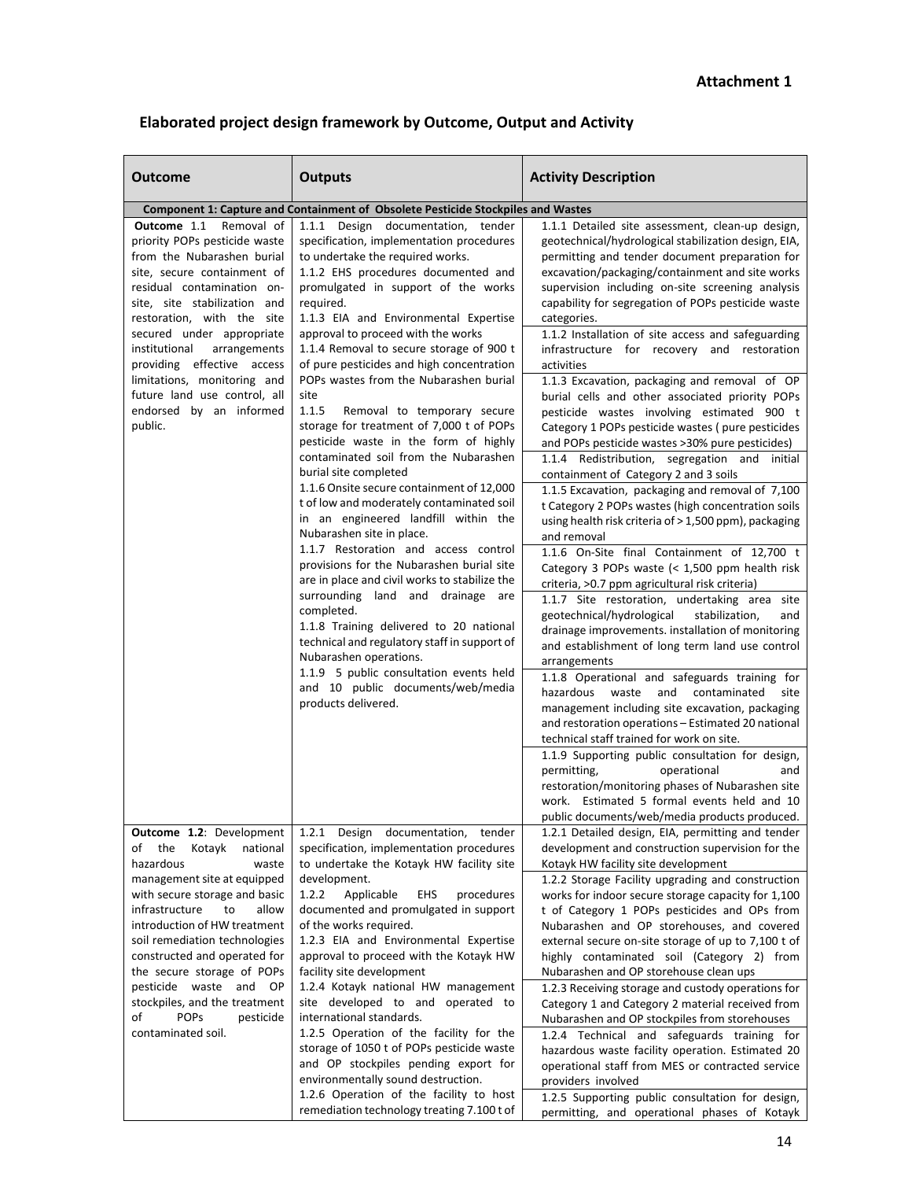**Attachment 1**

## Elaborated project design framework by Outcome, Output and Activity

| Outcome | Outputs | Activity Description |
|---|---|---|
| **Component 1: Capture and Containment of Obsolete Pesticide Stockpiles and Wastes** | | |
| **Outcome** 1.1 Removal of priority POPs pesticide waste from the Nubarashen burial site, secure containment of residual contamination on-site, site stabilization and restoration, with the site secured under appropriate institutional arrangements providing effective access limitations, monitoring and future land use control, all endorsed by an informed public. | 1.1.1 Design documentation, tender specification, implementation procedures to undertake the required works.<br>1.1.2 EHS procedures documented and promulgated in support of the works required.<br>1.1.3 EIA and Environmental Expertise approval to proceed with the works<br>1.1.4 Removal to secure storage of 900 t of pure pesticides and high concentration POPs wastes from the Nubarashen burial site<br>1.1.5 Removal to temporary secure storage for treatment of 7,000 t of POPs pesticide waste in the form of highly contaminated soil from the Nubarashen burial site completed<br>1.1.6 Onsite secure containment of 12,000 t of low and moderately contaminated soil in an engineered landfill within the Nubarashen site in place.<br>1.1.7 Restoration and access control provisions for the Nubarashen burial site are in place and civil works to stabilize the surrounding land and drainage are completed.<br>1.1.8 Training delivered to 20 national technical and regulatory staff in support of Nubarashen operations.<br>1.1.9 5 public consultation events held and 10 public documents/web/media products delivered. | 1.1.1 Detailed site assessment, clean-up design, geotechnical/hydrological stabilization design, EIA, permitting and tender document preparation for excavation/packaging/containment and site works supervision including on-site screening analysis capability for segregation of POPs pesticide waste categories.<br>1.1.2 Installation of site access and safeguarding infrastructure for recovery and restoration activities<br>1.1.3 Excavation, packaging and removal of OP burial cells and other associated priority POPs pesticide wastes involving estimated 900 t Category 1 POPs pesticide wastes ( pure pesticides and POPs pesticide wastes >30% pure pesticides)<br>1.1.4 Redistribution, segregation and initial containment of Category 2 and 3 soils<br>1.1.5 Excavation, packaging and removal of 7,100 t Category 2 POPs wastes (high concentration soils using health risk criteria of > 1,500 ppm), packaging and removal<br>1.1.6 On-Site final Containment of 12,700 t Category 3 POPs waste (< 1,500 ppm health risk criteria, >0.7 ppm agricultural risk criteria)<br>1.1.7 Site restoration, undertaking area site geotechnical/hydrological stabilization, and drainage improvements. installation of monitoring and establishment of long term land use control arrangements<br>1.1.8 Operational and safeguards training for hazardous waste and contaminated site management including site excavation, packaging and restoration operations – Estimated 20 national technical staff trained for work on site.<br>1.1.9 Supporting public consultation for design, permitting, operational and restoration/monitoring phases of Nubarashen site work. Estimated 5 formal events held and 10 public documents/web/media products produced. |
| **Outcome 1.2**: Development of the Kotayk national hazardous waste management site at equipped with secure storage and basic infrastructure to allow introduction of HW treatment soil remediation technologies constructed and operated for the secure storage of POPs pesticide waste and OP stockpiles, and the treatment of POPs pesticide contaminated soil. | 1.2.1 Design documentation, tender specification, implementation procedures to undertake the Kotayk HW facility site development.<br>1.2.2 Applicable EHS procedures documented and promulgated in support of the works required.<br>1.2.3 EIA and Environmental Expertise approval to proceed with the Kotayk HW facility site development<br>1.2.4 Kotayk national HW management site developed to and operated to international standards.<br>1.2.5 Operation of the facility for the storage of 1050 t of POPs pesticide waste and OP stockpiles pending export for environmentally sound destruction.<br>1.2.6 Operation of the facility to host remediation technology treating 7.100 t of | 1.2.1 Detailed design, EIA, permitting and tender development and construction supervision for the Kotayk HW facility site development<br>1.2.2 Storage Facility upgrading and construction works for indoor secure storage capacity for 1,100 t of Category 1 POPs pesticides and OPs from Nubarashen and OP storehouses, and covered external secure on-site storage of up to 7,100 t of highly contaminated soil (Category 2) from Nubarashen and OP storehouse clean ups<br>1.2.3 Receiving storage and custody operations for Category 1 and Category 2 material received from Nubarashen and OP stockpiles from storehouses<br>1.2.4 Technical and safeguards training for hazardous waste facility operation. Estimated 20 operational staff from MES or contracted service providers involved<br>1.2.5 Supporting public consultation for design, permitting, and operational phases of Kotayk |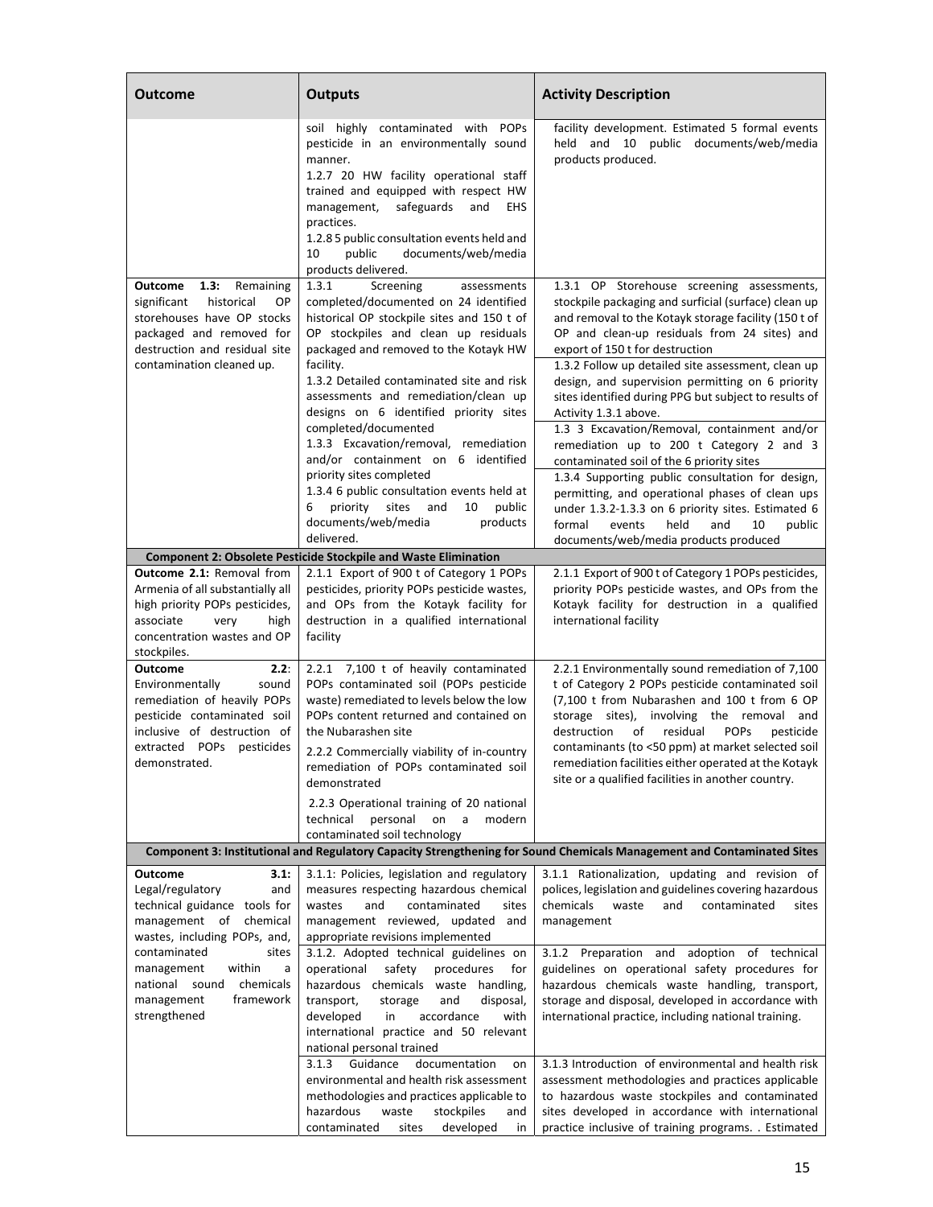| Outcome | Outputs | Activity Description |
|---|---|---|
| | soil highly contaminated with POPs pesticide in an environmentally sound manner.<br>1.2.7 20 HW facility operational staff trained and equipped with respect HW management, safeguards and EHS practices.<br>1.2.8 5 public consultation events held and 10 public documents/web/media products delivered. | facility development. Estimated 5 formal events held and 10 public documents/web/media products produced. |
| **Outcome 1.3:** Remaining significant historical OP storehouses have OP stocks packaged and removed for destruction and residual site contamination cleaned up. | 1.3.1 Screening assessments completed/documented on 24 identified historical OP stockpile sites and 150 t of OP stockpiles and clean up residuals packaged and removed to the Kotayk HW facility.<br>1.3.2 Detailed contaminated site and risk assessments and remediation/clean up designs on 6 identified priority sites completed/documented<br>1.3.3 Excavation/removal, remediation and/or containment on 6 identified priority sites completed<br>1.3.4 6 public consultation events held at 6 priority sites and 10 public documents/web/media products delivered. | 1.3.1 OP Storehouse screening assessments, stockpile packaging and surficial (surface) clean up and removal to the Kotayk storage facility (150 t of OP and clean-up residuals from 24 sites) and export of 150 t for destruction<br>1.3.2 Follow up detailed site assessment, clean up design, and supervision permitting on 6 priority sites identified during PPG but subject to results of Activity 1.3.1 above.<br>1.3 3 Excavation/Removal, containment and/or remediation up to 200 t Category 2 and 3 contaminated soil of the 6 priority sites<br>1.3.4 Supporting public consultation for design, permitting, and operational phases of clean ups under 1.3.2-1.3.3 on 6 priority sites. Estimated 6 formal events held and 10 public documents/web/media products produced |
| **Component 2: Obsolete Pesticide Stockpile and Waste Elimination** | | |
| **Outcome 2.1:** Removal from Armenia of all substantially all high priority POPs pesticides, associate very high concentration wastes and OP stockpiles. | 2.1.1 Export of 900 t of Category 1 POPs pesticides, priority POPs pesticide wastes, and OPs from the Kotayk facility for destruction in a qualified international facility | 2.1.1 Export of 900 t of Category 1 POPs pesticides, priority POPs pesticide wastes, and OPs from the Kotayk facility for destruction in a qualified international facility |
| **Outcome 2.2**: Environmentally sound remediation of heavily POPs pesticide contaminated soil inclusive of destruction of extracted POPs pesticides demonstrated. | 2.2.1 7,100 t of heavily contaminated POPs contaminated soil (POPs pesticide waste) remediated to levels below the low POPs content returned and contained on the Nubarashen site<br>2.2.2 Commercially viability of in-country remediation of POPs contaminated soil demonstrated<br>2.2.3 Operational training of 20 national technical personal on a modern contaminated soil technology | 2.2.1 Environmentally sound remediation of 7,100 t of Category 2 POPs pesticide contaminated soil (7,100 t from Nubarashen and 100 t from 6 OP storage sites), involving the removal and destruction of residual POPs pesticide contaminants (to <50 ppm) at market selected soil remediation facilities either operated at the Kotayk site or a qualified facilities in another country. |
| **Component 3: Institutional and Regulatory Capacity Strengthening for Sound Chemicals Management and Contaminated Sites** | | |
| **Outcome 3.1:** Legal/regulatory and technical guidance tools for management of chemical wastes, including POPs, and, contaminated sites management within a national sound chemicals management framework strengthened | 3.1.1: Policies, legislation and regulatory measures respecting hazardous chemical wastes and contaminated sites management reviewed, updated and appropriate revisions implemented | 3.1.1 Rationalization, updating and revision of polices, legislation and guidelines covering hazardous chemicals waste and contaminated sites management |
| | 3.1.2. Adopted technical guidelines on operational safety procedures for hazardous chemicals waste handling, transport, storage and disposal, developed in accordance with international practice and 50 relevant national personal trained | 3.1.2 Preparation and adoption of technical guidelines on operational safety procedures for hazardous chemicals waste handling, transport, storage and disposal, developed in accordance with international practice, including national training. |
| | 3.1.3 Guidance documentation on environmental and health risk assessment methodologies and practices applicable to hazardous waste stockpiles and contaminated sites developed in | 3.1.3 Introduction of environmental and health risk assessment methodologies and practices applicable to hazardous waste stockpiles and contaminated sites developed in accordance with international practice inclusive of training programs. . Estimated |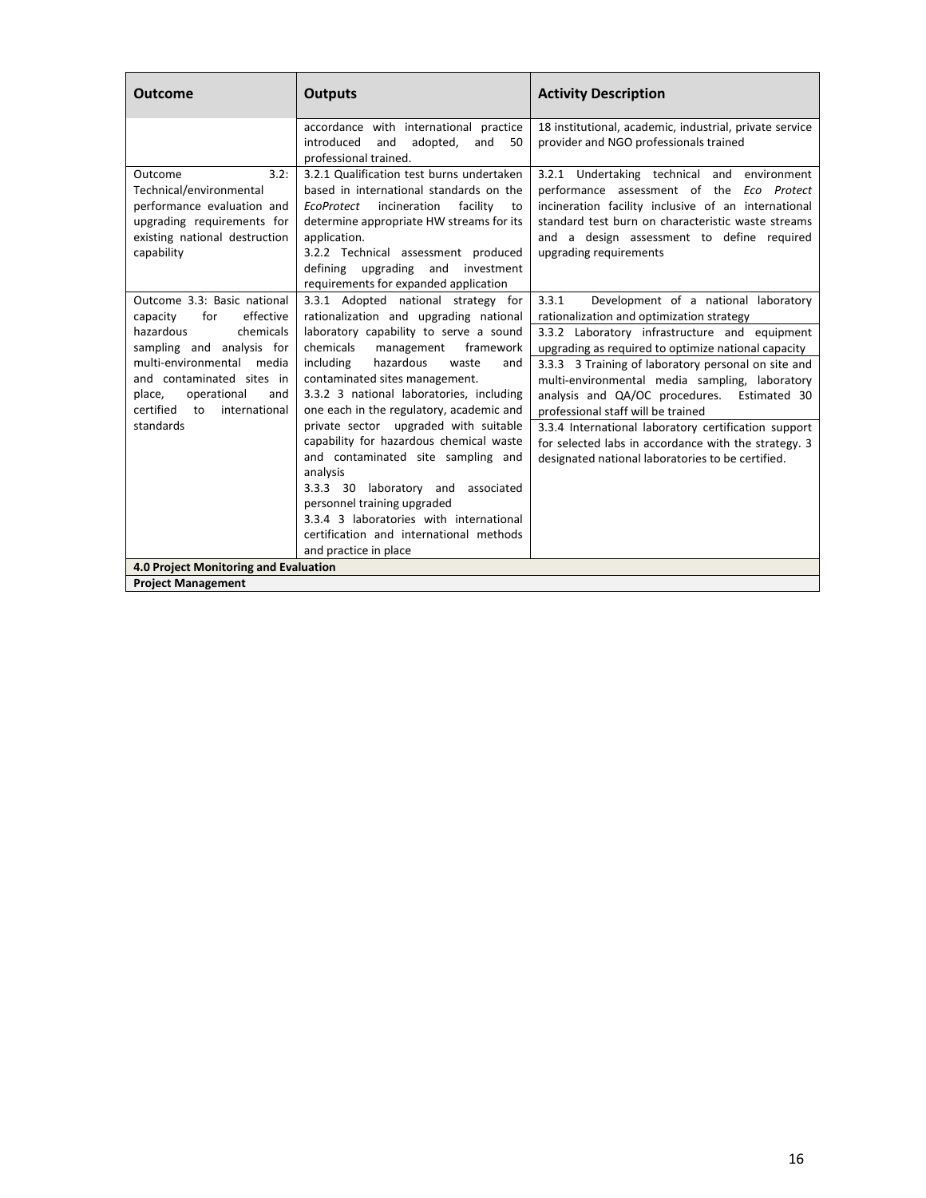| Outcome | Outputs | Activity Description |
|---|---|---|
| | accordance with international practice introduced and adopted, and 50 professional trained. | 18 institutional, academic, industrial, private service provider and NGO professionals trained |
| Outcome 3.2: Technical/environmental performance evaluation and upgrading requirements for existing national destruction capability | 3.2.1 Qualification test burns undertaken based in international standards on the *EcoProtect* incineration facility to determine appropriate HW streams for its application.<br>3.2.2 Technical assessment produced defining upgrading and investment requirements for expanded application | 3.2.1 Undertaking technical and environment performance assessment of the *Eco Protect* incineration facility inclusive of an international standard test burn on characteristic waste streams and a design assessment to define required upgrading requirements |
| Outcome 3.3: Basic national capacity for effective hazardous chemicals sampling and analysis for multi-environmental media and contaminated sites in place, operational and certified to international standards | 3.3.1 Adopted national strategy for rationalization and upgrading national laboratory capability to serve a sound chemicals management framework including hazardous waste and contaminated sites management.<br>3.3.2 3 national laboratories, including one each in the regulatory, academic and private sector upgraded with suitable capability for hazardous chemical waste and contaminated site sampling and analysis<br>3.3.3 30 laboratory and associated personnel training upgraded<br>3.3.4 3 laboratories with international certification and international methods and practice in place | 3.3.1 Development of a national laboratory rationalization and optimization strategy<br>3.3.2 Laboratory infrastructure and equipment upgrading as required to optimize national capacity<br>3.3.3 3 Training of laboratory personal on site and multi-environmental media sampling, laboratory analysis and QA/OC procedures. Estimated 30 professional staff will be trained<br>3.3.4 International laboratory certification support for selected labs in accordance with the strategy. 3 designated national laboratories to be certified. |
| **4.0 Project Monitoring and Evaluation** | | |
| **Project Management** | | |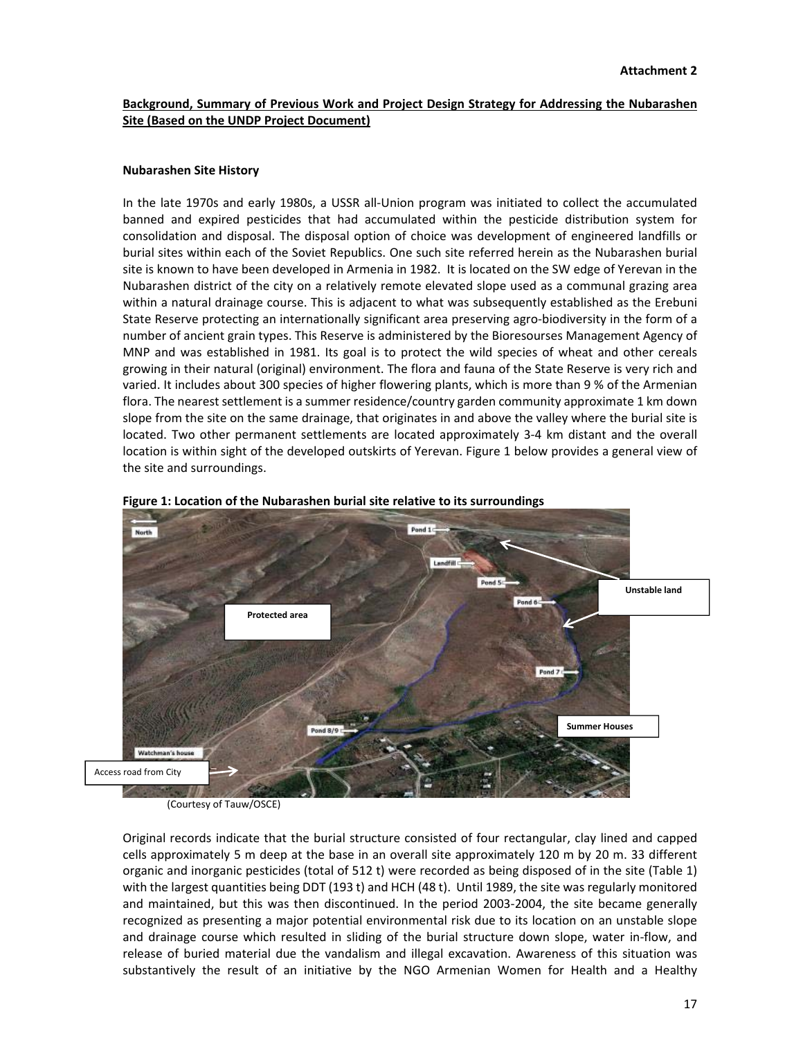**Attachment 2**

**Background, Summary of Previous Work and Project Design Strategy for Addressing the Nubarashen Site (Based on the UNDP Project Document)**

**Nubarashen Site History**

In the late 1970s and early 1980s, a USSR all-Union program was initiated to collect the accumulated banned and expired pesticides that had accumulated within the pesticide distribution system for consolidation and disposal. The disposal option of choice was development of engineered landfills or burial sites within each of the Soviet Republics. One such site referred herein as the Nubarashen burial site is known to have been developed in Armenia in 1982. It is located on the SW edge of Yerevan in the Nubarashen district of the city on a relatively remote elevated slope used as a communal grazing area within a natural drainage course. This is adjacent to what was subsequently established as the Erebuni State Reserve protecting an internationally significant area preserving agro-biodiversity in the form of a number of ancient grain types. This Reserve is administered by the Bioresourses Management Agency of MNP and was established in 1981. Its goal is to protect the wild species of wheat and other cereals growing in their natural (original) environment. The flora and fauna of the State Reserve is very rich and varied. It includes about 300 species of higher flowering plants, which is more than 9 % of the Armenian flora. The nearest settlement is a summer residence/country garden community approximate 1 km down slope from the site on the same drainage, that originates in and above the valley where the burial site is located. Two other permanent settlements are located approximately 3-4 km distant and the overall location is within sight of the developed outskirts of Yerevan. Figure 1 below provides a general view of the site and surroundings.

**Figure 1: Location of the Nubarashen burial site relative to its surroundings**

North | Pond 1 | Landfill | Pond 5 | Pond 6 | Unstable land | Protected area | Pond 7 | Pond 8/9 | Summer Houses | Watchman's house | Access road from City

(Courtesy of Tauw/OSCE)

Original records indicate that the burial structure consisted of four rectangular, clay lined and capped cells approximately 5 m deep at the base in an overall site approximately 120 m by 20 m. 33 different organic and inorganic pesticides (total of 512 t) were recorded as being disposed of in the site (Table 1) with the largest quantities being DDT (193 t) and HCH (48 t). Until 1989, the site was regularly monitored and maintained, but this was then discontinued. In the period 2003-2004, the site became generally recognized as presenting a major potential environmental risk due to its location on an unstable slope and drainage course which resulted in sliding of the burial structure down slope, water in-flow, and release of buried material due the vandalism and illegal excavation. Awareness of this situation was substantively the result of an initiative by the NGO Armenian Women for Health and a Healthy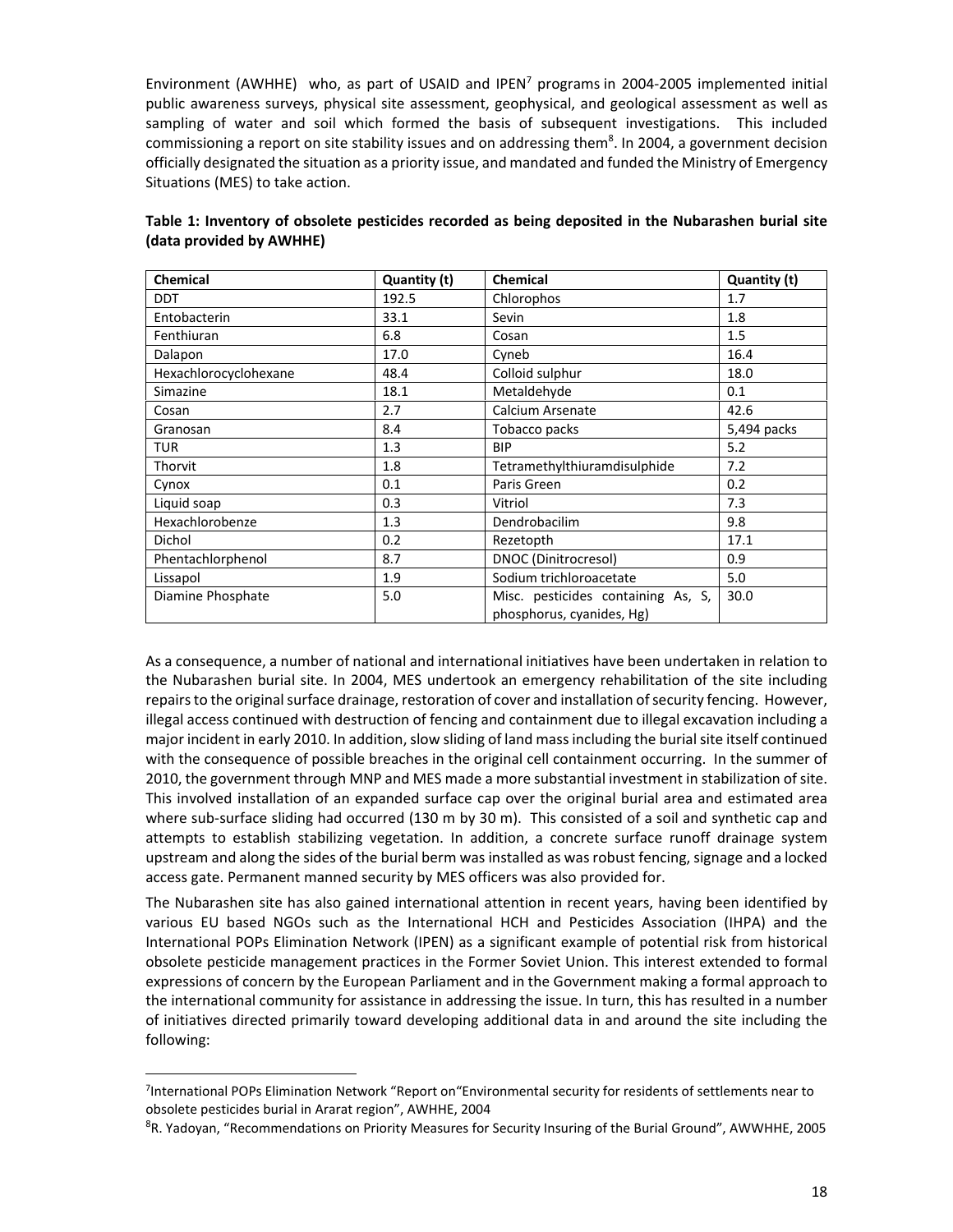Environment (AWHHE) who, as part of USAID and IPEN[7] programs in 2004-2005 implemented initial public awareness surveys, physical site assessment, geophysical, and geological assessment as well as sampling of water and soil which formed the basis of subsequent investigations. This included commissioning a report on site stability issues and on addressing them[8]. In 2004, a government decision officially designated the situation as a priority issue, and mandated and funded the Ministry of Emergency Situations (MES) to take action.

**Table 1: Inventory of obsolete pesticides recorded as being deposited in the Nubarashen burial site (data provided by AWHHE)**

| Chemical | Quantity (t) | Chemical | Quantity (t) |
|---|---|---|---|
| DDT | 192.5 | Chlorophos | 1.7 |
| Entobacterin | 33.1 | Sevin | 1.8 |
| Fenthiuran | 6.8 | Cosan | 1.5 |
| Dalapon | 17.0 | Cyneb | 16.4 |
| Hexachlorocyclohexane | 48.4 | Colloid sulphur | 18.0 |
| Simazine | 18.1 | Metaldehyde | 0.1 |
| Cosan | 2.7 | Calcium Arsenate | 42.6 |
| Granosan | 8.4 | Tobacco packs | 5,494 packs |
| TUR | 1.3 | BIP | 5.2 |
| Thorvit | 1.8 | Tetramethylthiuramdisulphide | 7.2 |
| Cynox | 0.1 | Paris Green | 0.2 |
| Liquid soap | 0.3 | Vitriol | 7.3 |
| Hexachlorobenze | 1.3 | Dendrobacilim | 9.8 |
| Dichol | 0.2 | Rezetopth | 17.1 |
| Phentachlorphenol | 8.7 | DNOC (Dinitrocresol) | 0.9 |
| Lissapol | 1.9 | Sodium trichloroacetate | 5.0 |
| Diamine Phosphate | 5.0 | Misc. pesticides containing As, S, phosphorus, cyanides, Hg) | 30.0 |

As a consequence, a number of national and international initiatives have been undertaken in relation to the Nubarashen burial site. In 2004, MES undertook an emergency rehabilitation of the site including repairs to the original surface drainage, restoration of cover and installation of security fencing. However, illegal access continued with destruction of fencing and containment due to illegal excavation including a major incident in early 2010. In addition, slow sliding of land mass including the burial site itself continued with the consequence of possible breaches in the original cell containment occurring. In the summer of 2010, the government through MNP and MES made a more substantial investment in stabilization of site. This involved installation of an expanded surface cap over the original burial area and estimated area where sub-surface sliding had occurred (130 m by 30 m). This consisted of a soil and synthetic cap and attempts to establish stabilizing vegetation. In addition, a concrete surface runoff drainage system upstream and along the sides of the burial berm was installed as was robust fencing, signage and a locked access gate. Permanent manned security by MES officers was also provided for.

The Nubarashen site has also gained international attention in recent years, having been identified by various EU based NGOs such as the International HCH and Pesticides Association (IHPA) and the International POPs Elimination Network (IPEN) as a significant example of potential risk from historical obsolete pesticide management practices in the Former Soviet Union. This interest extended to formal expressions of concern by the European Parliament and in the Government making a formal approach to the international community for assistance in addressing the issue. In turn, this has resulted in a number of initiatives directed primarily toward developing additional data in and around the site including the following:

[7] International POPs Elimination Network "Report on"Environmental security for residents of settlements near to obsolete pesticides burial in Ararat region", AWHHE, 2004

[8] R. Yadoyan, "Recommendations on Priority Measures for Security Insuring of the Burial Ground", AWWHHE, 2005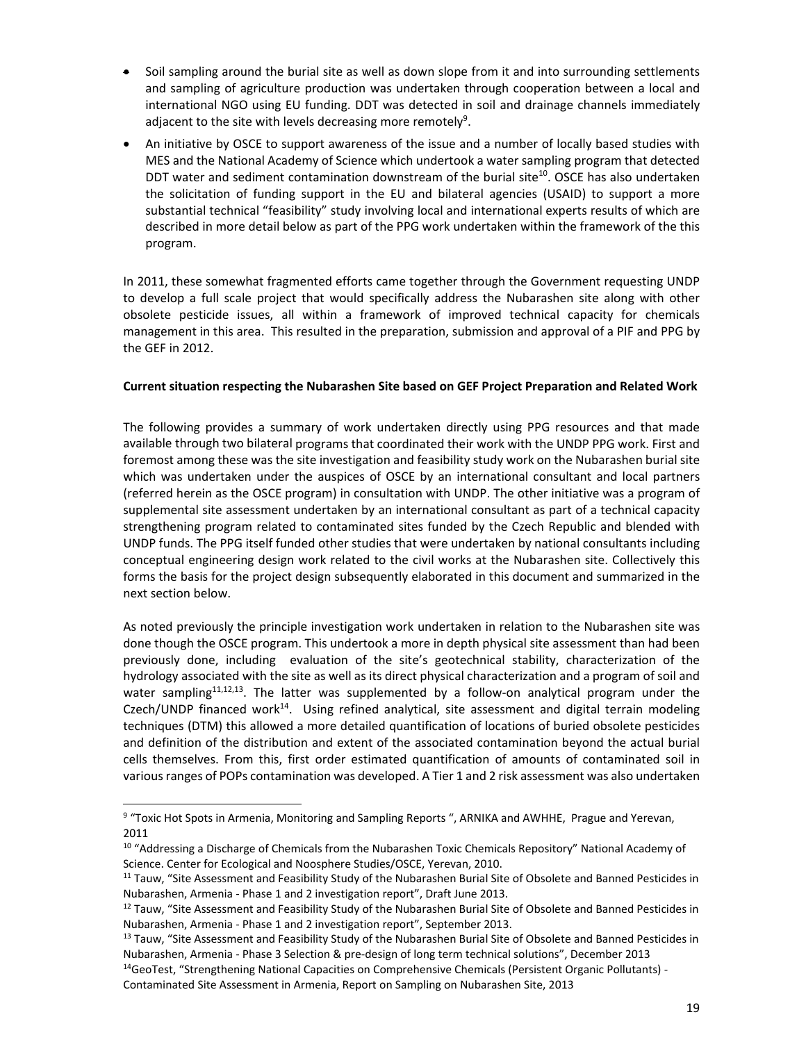- Soil sampling around the burial site as well as down slope from it and into surrounding settlements and sampling of agriculture production was undertaken through cooperation between a local and international NGO using EU funding. DDT was detected in soil and drainage channels immediately adjacent to the site with levels decreasing more remotely[9].
- An initiative by OSCE to support awareness of the issue and a number of locally based studies with MES and the National Academy of Science which undertook a water sampling program that detected DDT water and sediment contamination downstream of the burial site[10]. OSCE has also undertaken the solicitation of funding support in the EU and bilateral agencies (USAID) to support a more substantial technical "feasibility" study involving local and international experts results of which are described in more detail below as part of the PPG work undertaken within the framework of the this program.

In 2011, these somewhat fragmented efforts came together through the Government requesting UNDP to develop a full scale project that would specifically address the Nubarashen site along with other obsolete pesticide issues, all within a framework of improved technical capacity for chemicals management in this area. This resulted in the preparation, submission and approval of a PIF and PPG by the GEF in 2012.

**Current situation respecting the Nubarashen Site based on GEF Project Preparation and Related Work**

The following provides a summary of work undertaken directly using PPG resources and that made available through two bilateral programs that coordinated their work with the UNDP PPG work. First and foremost among these was the site investigation and feasibility study work on the Nubarashen burial site which was undertaken under the auspices of OSCE by an international consultant and local partners (referred herein as the OSCE program) in consultation with UNDP. The other initiative was a program of supplemental site assessment undertaken by an international consultant as part of a technical capacity strengthening program related to contaminated sites funded by the Czech Republic and blended with UNDP funds. The PPG itself funded other studies that were undertaken by national consultants including conceptual engineering design work related to the civil works at the Nubarashen site. Collectively this forms the basis for the project design subsequently elaborated in this document and summarized in the next section below.

As noted previously the principle investigation work undertaken in relation to the Nubarashen site was done though the OSCE program. This undertook a more in depth physical site assessment than had been previously done, including evaluation of the site's geotechnical stability, characterization of the hydrology associated with the site as well as its direct physical characterization and a program of soil and water sampling[11,12,13]. The latter was supplemented by a follow-on analytical program under the Czech/UNDP financed work[14]. Using refined analytical, site assessment and digital terrain modeling techniques (DTM) this allowed a more detailed quantification of locations of buried obsolete pesticides and definition of the distribution and extent of the associated contamination beyond the actual burial cells themselves. From this, first order estimated quantification of amounts of contaminated soil in various ranges of POPs contamination was developed. A Tier 1 and 2 risk assessment was also undertaken

---

[9] "Toxic Hot Spots in Armenia, Monitoring and Sampling Reports ", ARNIKA and AWHHE, Prague and Yerevan, 2011

[10] "Addressing a Discharge of Chemicals from the Nubarashen Toxic Chemicals Repository" National Academy of Science. Center for Ecological and Noosphere Studies/OSCE, Yerevan, 2010.

[11] Tauw, "Site Assessment and Feasibility Study of the Nubarashen Burial Site of Obsolete and Banned Pesticides in Nubarashen, Armenia - Phase 1 and 2 investigation report", Draft June 2013.

[12] Tauw, "Site Assessment and Feasibility Study of the Nubarashen Burial Site of Obsolete and Banned Pesticides in Nubarashen, Armenia - Phase 1 and 2 investigation report", September 2013.

[13] Tauw, "Site Assessment and Feasibility Study of the Nubarashen Burial Site of Obsolete and Banned Pesticides in Nubarashen, Armenia - Phase 3 Selection & pre-design of long term technical solutions", December 2013

[14] GeoTest, "Strengthening National Capacities on Comprehensive Chemicals (Persistent Organic Pollutants) - Contaminated Site Assessment in Armenia, Report on Sampling on Nubarashen Site, 2013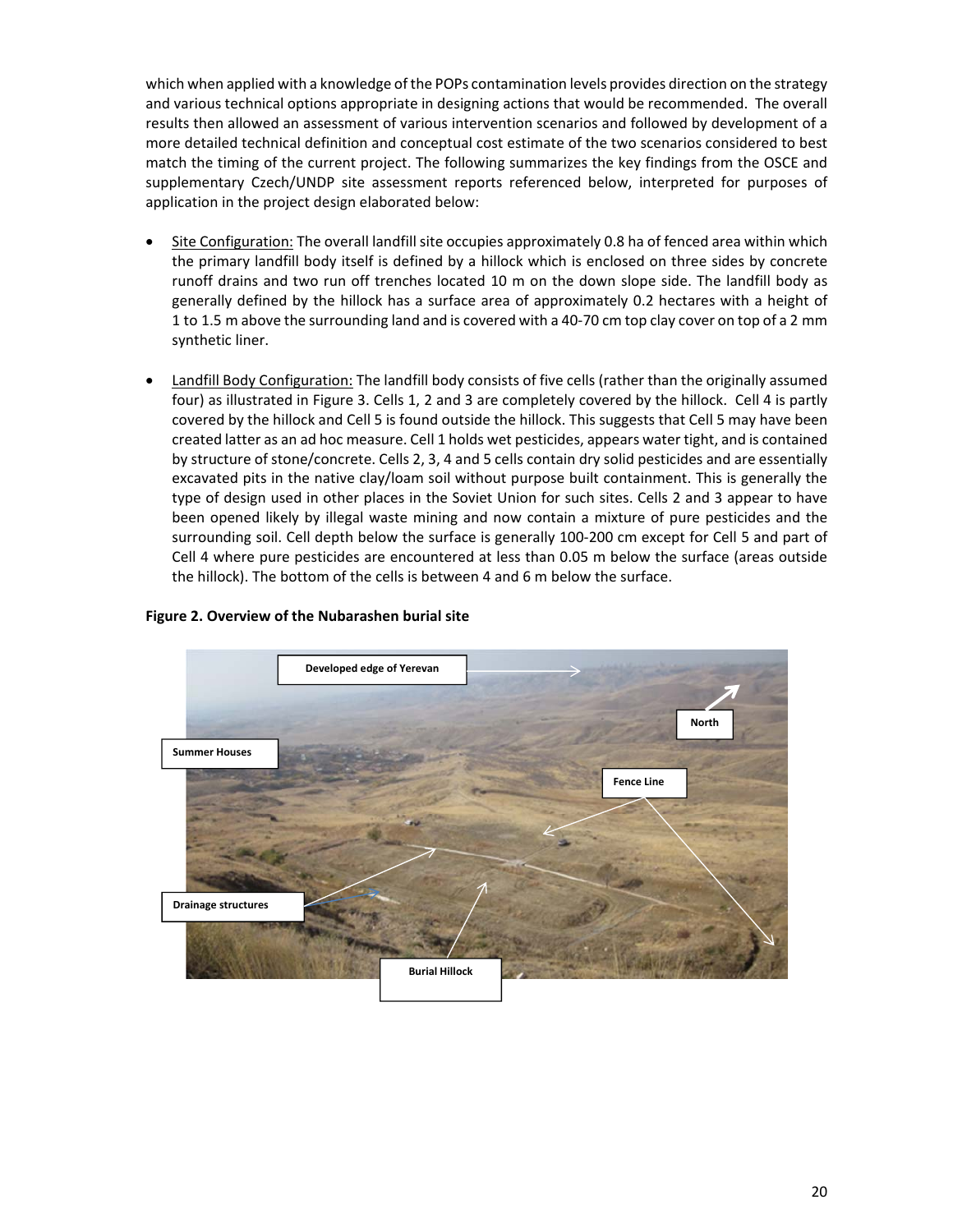which when applied with a knowledge of the POPs contamination levels provides direction on the strategy and various technical options appropriate in designing actions that would be recommended. The overall results then allowed an assessment of various intervention scenarios and followed by development of a more detailed technical definition and conceptual cost estimate of the two scenarios considered to best match the timing of the current project. The following summarizes the key findings from the OSCE and supplementary Czech/UNDP site assessment reports referenced below, interpreted for purposes of application in the project design elaborated below:

- Site Configuration: The overall landfill site occupies approximately 0.8 ha of fenced area within which the primary landfill body itself is defined by a hillock which is enclosed on three sides by concrete runoff drains and two run off trenches located 10 m on the down slope side. The landfill body as generally defined by the hillock has a surface area of approximately 0.2 hectares with a height of 1 to 1.5 m above the surrounding land and is covered with a 40-70 cm top clay cover on top of a 2 mm synthetic liner.

- Landfill Body Configuration: The landfill body consists of five cells (rather than the originally assumed four) as illustrated in Figure 3. Cells 1, 2 and 3 are completely covered by the hillock. Cell 4 is partly covered by the hillock and Cell 5 is found outside the hillock. This suggests that Cell 5 may have been created latter as an ad hoc measure. Cell 1 holds wet pesticides, appears water tight, and is contained by structure of stone/concrete. Cells 2, 3, 4 and 5 cells contain dry solid pesticides and are essentially excavated pits in the native clay/loam soil without purpose built containment. This is generally the type of design used in other places in the Soviet Union for such sites. Cells 2 and 3 appear to have been opened likely by illegal waste mining and now contain a mixture of pure pesticides and the surrounding soil. Cell depth below the surface is generally 100-200 cm except for Cell 5 and part of Cell 4 where pure pesticides are encountered at less than 0.05 m below the surface (areas outside the hillock). The bottom of the cells is between 4 and 6 m below the surface.

**Figure 2. Overview of the Nubarashen burial site**

Developed edge of Yerevan

North

Summer Houses

Fence Line

Drainage structures

Burial Hillock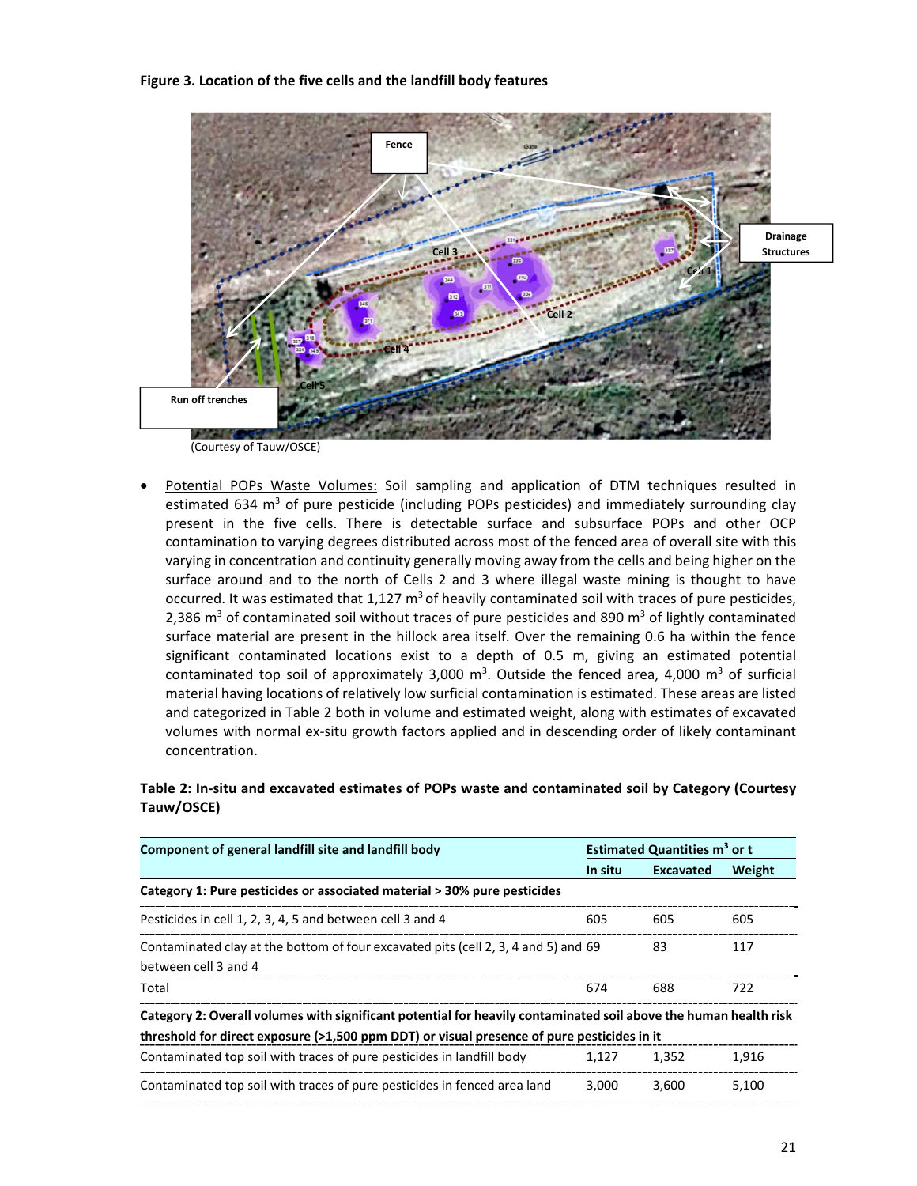**Figure 3. Location of the five cells and the landfill body features**

(Courtesy of Tauw/OSCE)

- Potential POPs Waste Volumes: Soil sampling and application of DTM techniques resulted in estimated 634 m$^3$ of pure pesticide (including POPs pesticides) and immediately surrounding clay present in the five cells. There is detectable surface and subsurface POPs and other OCP contamination to varying degrees distributed across most of the fenced area of overall site with this varying in concentration and continuity generally moving away from the cells and being higher on the surface around and to the north of Cells 2 and 3 where illegal waste mining is thought to have occurred. It was estimated that 1,127 m$^3$ of heavily contaminated soil with traces of pure pesticides, 2,386 m$^3$ of contaminated soil without traces of pure pesticides and 890 m$^3$ of lightly contaminated surface material are present in the hillock area itself. Over the remaining 0.6 ha within the fence significant contaminated locations exist to a depth of 0.5 m, giving an estimated potential contaminated top soil of approximately 3,000 m$^3$. Outside the fenced area, 4,000 m$^3$ of surficial material having locations of relatively low surficial contamination is estimated. These areas are listed and categorized in Table 2 both in volume and estimated weight, along with estimates of excavated volumes with normal ex-situ growth factors applied and in descending order of likely contaminant concentration.

**Table 2: In-situ and excavated estimates of POPs waste and contaminated soil by Category (Courtesy Tauw/OSCE)**

| Component of general landfill site and landfill body | Estimated Quantities m$^3$ or t | | |
|---|---|---|---|
| | In situ | Excavated | Weight |
| **Category 1: Pure pesticides or associated material > 30% pure pesticides** | | | |
| Pesticides in cell 1, 2, 3, 4, 5 and between cell 3 and 4 | 605 | 605 | 605 |
| Contaminated clay at the bottom of four excavated pits (cell 2, 3, 4 and 5) and between cell 3 and 4 | 69 | 83 | 117 |
| Total | 674 | 688 | 722 |
| **Category 2: Overall volumes with significant potential for heavily contaminated soil above the human health risk threshold for direct exposure (>1,500 ppm DDT) or visual presence of pure pesticides in it** | | | |
| Contaminated top soil with traces of pure pesticides in landfill body | 1,127 | 1,352 | 1,916 |
| Contaminated top soil with traces of pure pesticides in fenced area land | 3,000 | 3,600 | 5,100 |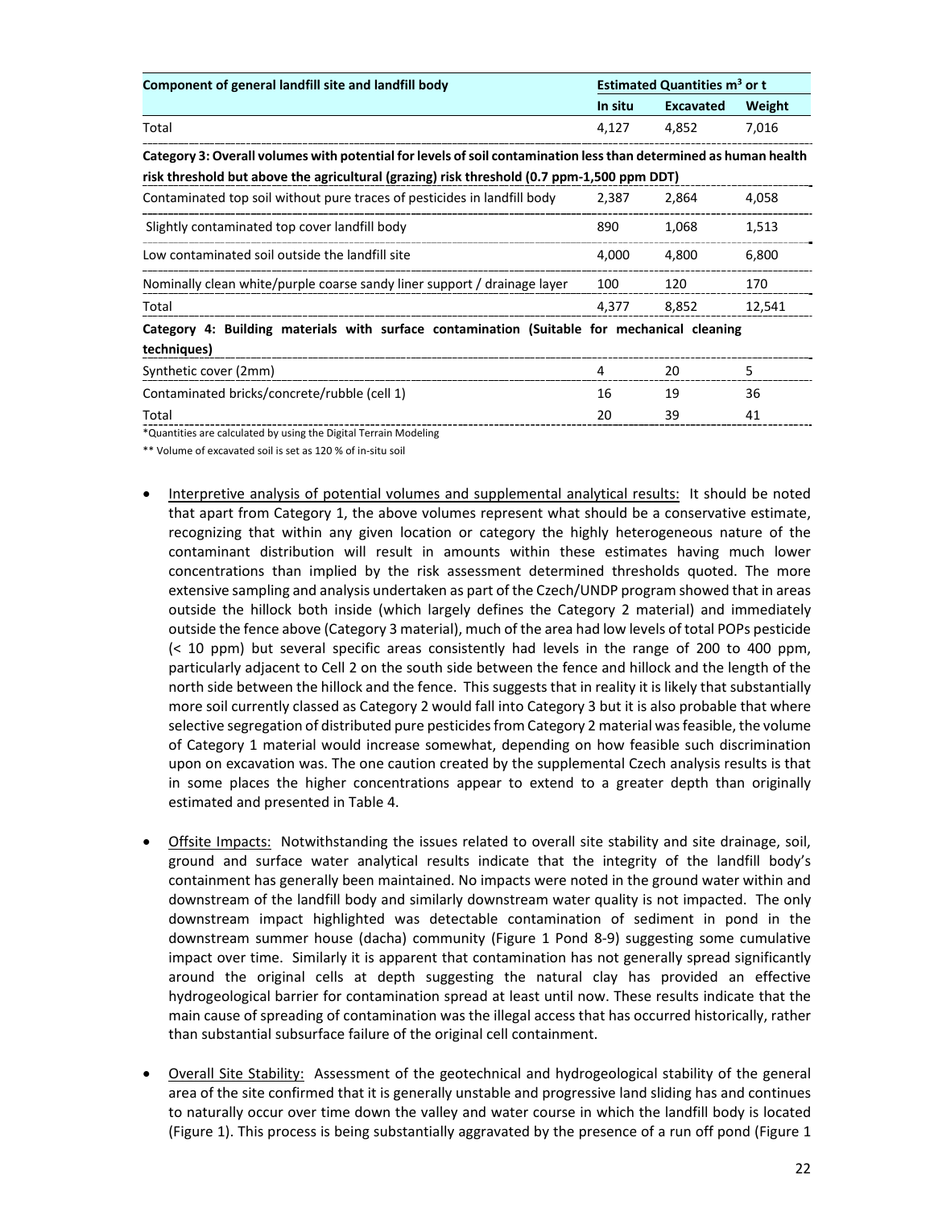| Component of general landfill site and landfill body | Estimated Quantities m³ or t | | |
|---|---|---|---|
| | In situ | Excavated | Weight |
| Total | 4,127 | 4,852 | 7,016 |
| **Category 3: Overall volumes with potential for levels of soil contamination less than determined as human health risk threshold but above the agricultural (grazing) risk threshold (0.7 ppm-1,500 ppm DDT)** | | | |
| Contaminated top soil without pure traces of pesticides in landfill body | 2,387 | 2,864 | 4,058 |
| Slightly contaminated top cover landfill body | 890 | 1,068 | 1,513 |
| Low contaminated soil outside the landfill site | 4,000 | 4,800 | 6,800 |
| Nominally clean white/purple coarse sandy liner support / drainage layer | 100 | 120 | 170 |
| Total | 4,377 | 8,852 | 12,541 |
| **Category 4: Building materials with surface contamination (Suitable for mechanical cleaning techniques)** | | | |
| Synthetic cover (2mm) | 4 | 20 | 5 |
| Contaminated bricks/concrete/rubble (cell 1) | 16 | 19 | 36 |
| Total | 20 | 39 | 41 |

*Quantities are calculated by using the Digital Terrain Modeling

** Volume of excavated soil is set as 120 % of in-situ soil

- Interpretive analysis of potential volumes and supplemental analytical results: It should be noted that apart from Category 1, the above volumes represent what should be a conservative estimate, recognizing that within any given location or category the highly heterogeneous nature of the contaminant distribution will result in amounts within these estimates having much lower concentrations than implied by the risk assessment determined thresholds quoted. The more extensive sampling and analysis undertaken as part of the Czech/UNDP program showed that in areas outside the hillock both inside (which largely defines the Category 2 material) and immediately outside the fence above (Category 3 material), much of the area had low levels of total POPs pesticide (< 10 ppm) but several specific areas consistently had levels in the range of 200 to 400 ppm, particularly adjacent to Cell 2 on the south side between the fence and hillock and the length of the north side between the hillock and the fence. This suggests that in reality it is likely that substantially more soil currently classed as Category 2 would fall into Category 3 but it is also probable that where selective segregation of distributed pure pesticides from Category 2 material was feasible, the volume of Category 1 material would increase somewhat, depending on how feasible such discrimination upon on excavation was. The one caution created by the supplemental Czech analysis results is that in some places the higher concentrations appear to extend to a greater depth than originally estimated and presented in Table 4.

- Offsite Impacts: Notwithstanding the issues related to overall site stability and site drainage, soil, ground and surface water analytical results indicate that the integrity of the landfill body's containment has generally been maintained. No impacts were noted in the ground water within and downstream of the landfill body and similarly downstream water quality is not impacted. The only downstream impact highlighted was detectable contamination of sediment in pond in the downstream summer house (dacha) community (Figure 1 Pond 8-9) suggesting some cumulative impact over time. Similarly it is apparent that contamination has not generally spread significantly around the original cells at depth suggesting the natural clay has provided an effective hydrogeological barrier for contamination spread at least until now. These results indicate that the main cause of spreading of contamination was the illegal access that has occurred historically, rather than substantial subsurface failure of the original cell containment.

- Overall Site Stability: Assessment of the geotechnical and hydrogeological stability of the general area of the site confirmed that it is generally unstable and progressive land sliding has and continues to naturally occur over time down the valley and water course in which the landfill body is located (Figure 1). This process is being substantially aggravated by the presence of a run off pond (Figure 1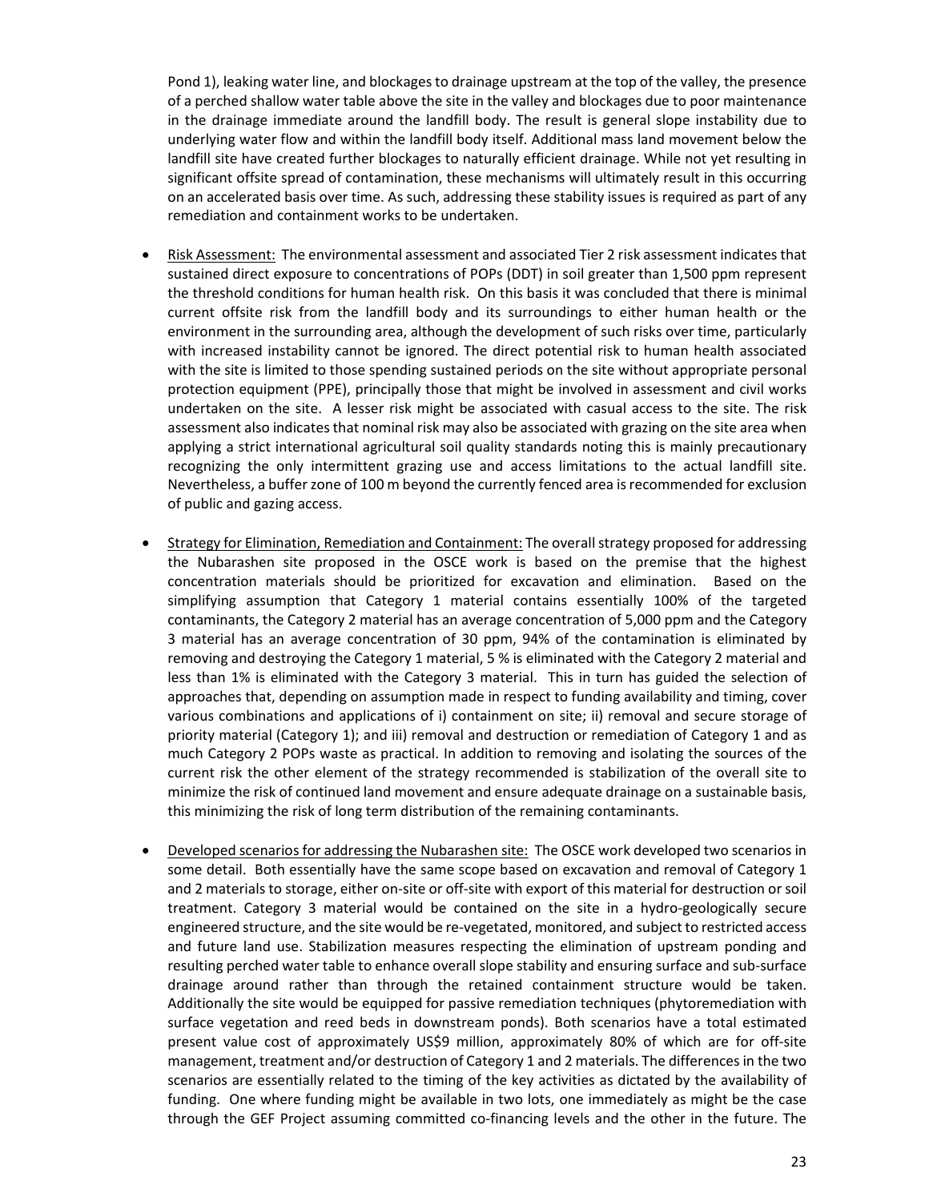Pond 1), leaking water line, and blockages to drainage upstream at the top of the valley, the presence of a perched shallow water table above the site in the valley and blockages due to poor maintenance in the drainage immediate around the landfill body. The result is general slope instability due to underlying water flow and within the landfill body itself. Additional mass land movement below the landfill site have created further blockages to naturally efficient drainage. While not yet resulting in significant offsite spread of contamination, these mechanisms will ultimately result in this occurring on an accelerated basis over time. As such, addressing these stability issues is required as part of any remediation and containment works to be undertaken.

- Risk Assessment: The environmental assessment and associated Tier 2 risk assessment indicates that sustained direct exposure to concentrations of POPs (DDT) in soil greater than 1,500 ppm represent the threshold conditions for human health risk. On this basis it was concluded that there is minimal current offsite risk from the landfill body and its surroundings to either human health or the environment in the surrounding area, although the development of such risks over time, particularly with increased instability cannot be ignored. The direct potential risk to human health associated with the site is limited to those spending sustained periods on the site without appropriate personal protection equipment (PPE), principally those that might be involved in assessment and civil works undertaken on the site. A lesser risk might be associated with casual access to the site. The risk assessment also indicates that nominal risk may also be associated with grazing on the site area when applying a strict international agricultural soil quality standards noting this is mainly precautionary recognizing the only intermittent grazing use and access limitations to the actual landfill site. Nevertheless, a buffer zone of 100 m beyond the currently fenced area is recommended for exclusion of public and gazing access.

- Strategy for Elimination, Remediation and Containment: The overall strategy proposed for addressing the Nubarashen site proposed in the OSCE work is based on the premise that the highest concentration materials should be prioritized for excavation and elimination. Based on the simplifying assumption that Category 1 material contains essentially 100% of the targeted contaminants, the Category 2 material has an average concentration of 5,000 ppm and the Category 3 material has an average concentration of 30 ppm, 94% of the contamination is eliminated by removing and destroying the Category 1 material, 5 % is eliminated with the Category 2 material and less than 1% is eliminated with the Category 3 material. This in turn has guided the selection of approaches that, depending on assumption made in respect to funding availability and timing, cover various combinations and applications of i) containment on site; ii) removal and secure storage of priority material (Category 1); and iii) removal and destruction or remediation of Category 1 and as much Category 2 POPs waste as practical. In addition to removing and isolating the sources of the current risk the other element of the strategy recommended is stabilization of the overall site to minimize the risk of continued land movement and ensure adequate drainage on a sustainable basis, this minimizing the risk of long term distribution of the remaining contaminants.

- Developed scenarios for addressing the Nubarashen site: The OSCE work developed two scenarios in some detail. Both essentially have the same scope based on excavation and removal of Category 1 and 2 materials to storage, either on-site or off-site with export of this material for destruction or soil treatment. Category 3 material would be contained on the site in a hydro-geologically secure engineered structure, and the site would be re-vegetated, monitored, and subject to restricted access and future land use. Stabilization measures respecting the elimination of upstream ponding and resulting perched water table to enhance overall slope stability and ensuring surface and sub-surface drainage around rather than through the retained containment structure would be taken. Additionally the site would be equipped for passive remediation techniques (phytoremediation with surface vegetation and reed beds in downstream ponds). Both scenarios have a total estimated present value cost of approximately US$9 million, approximately 80% of which are for off-site management, treatment and/or destruction of Category 1 and 2 materials. The differences in the two scenarios are essentially related to the timing of the key activities as dictated by the availability of funding. One where funding might be available in two lots, one immediately as might be the case through the GEF Project assuming committed co-financing levels and the other in the future. The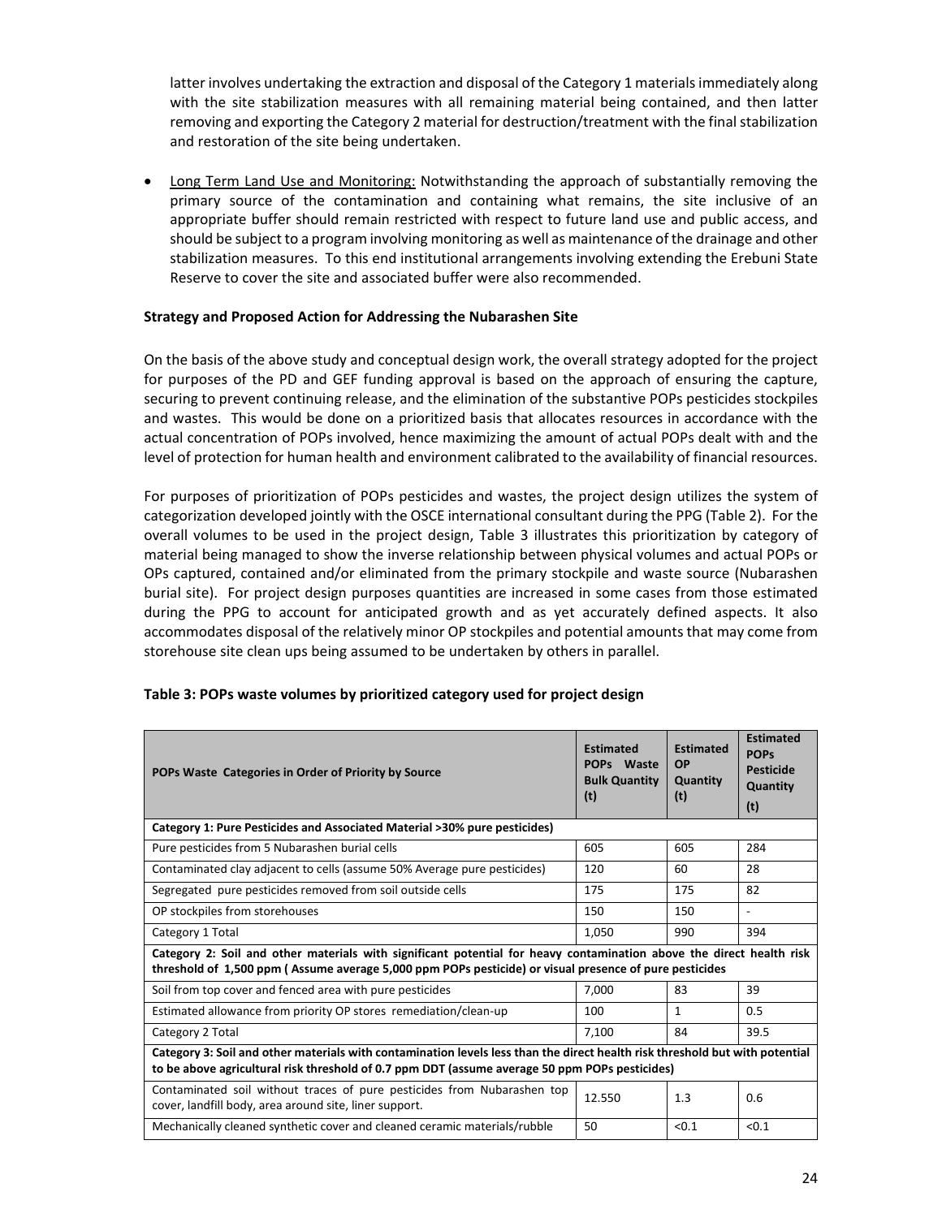latter involves undertaking the extraction and disposal of the Category 1 materials immediately along with the site stabilization measures with all remaining material being contained, and then latter removing and exporting the Category 2 material for destruction/treatment with the final stabilization and restoration of the site being undertaken.

- Long Term Land Use and Monitoring: Notwithstanding the approach of substantially removing the primary source of the contamination and containing what remains, the site inclusive of an appropriate buffer should remain restricted with respect to future land use and public access, and should be subject to a program involving monitoring as well as maintenance of the drainage and other stabilization measures. To this end institutional arrangements involving extending the Erebuni State Reserve to cover the site and associated buffer were also recommended.

**Strategy and Proposed Action for Addressing the Nubarashen Site**

On the basis of the above study and conceptual design work, the overall strategy adopted for the project for purposes of the PD and GEF funding approval is based on the approach of ensuring the capture, securing to prevent continuing release, and the elimination of the substantive POPs pesticides stockpiles and wastes. This would be done on a prioritized basis that allocates resources in accordance with the actual concentration of POPs involved, hence maximizing the amount of actual POPs dealt with and the level of protection for human health and environment calibrated to the availability of financial resources.

For purposes of prioritization of POPs pesticides and wastes, the project design utilizes the system of categorization developed jointly with the OSCE international consultant during the PPG (Table 2). For the overall volumes to be used in the project design, Table 3 illustrates this prioritization by category of material being managed to show the inverse relationship between physical volumes and actual POPs or OPs captured, contained and/or eliminated from the primary stockpile and waste source (Nubarashen burial site). For project design purposes quantities are increased in some cases from those estimated during the PPG to account for anticipated growth and as yet accurately defined aspects. It also accommodates disposal of the relatively minor OP stockpiles and potential amounts that may come from storehouse site clean ups being assumed to be undertaken by others in parallel.

**Table 3: POPs waste volumes by prioritized category used for project design**

| POPs Waste Categories in Order of Priority by Source | Estimated POPs Waste Bulk Quantity (t) | Estimated OP Quantity (t) | Estimated POPs Pesticide Quantity (t) |
|---|---|---|---|
| **Category 1: Pure Pesticides and Associated Material >30% pure pesticides)** | | | |
| Pure pesticides from 5 Nubarashen burial cells | 605 | 605 | 284 |
| Contaminated clay adjacent to cells (assume 50% Average pure pesticides) | 120 | 60 | 28 |
| Segregated pure pesticides removed from soil outside cells | 175 | 175 | 82 |
| OP stockpiles from storehouses | 150 | 150 | - |
| Category 1 Total | 1,050 | 990 | 394 |
| **Category 2: Soil and other materials with significant potential for heavy contamination above the direct health risk threshold of 1,500 ppm ( Assume average 5,000 ppm POPs pesticide) or visual presence of pure pesticides** | | | |
| Soil from top cover and fenced area with pure pesticides | 7,000 | 83 | 39 |
| Estimated allowance from priority OP stores remediation/clean-up | 100 | 1 | 0.5 |
| Category 2 Total | 7,100 | 84 | 39.5 |
| **Category 3: Soil and other materials with contamination levels less than the direct health risk threshold but with potential to be above agricultural risk threshold of 0.7 ppm DDT (assume average 50 ppm POPs pesticides)** | | | |
| Contaminated soil without traces of pure pesticides from Nubarashen top cover, landfill body, area around site, liner support. | 12.550 | 1.3 | 0.6 |
| Mechanically cleaned synthetic cover and cleaned ceramic materials/rubble | 50 | <0.1 | <0.1 |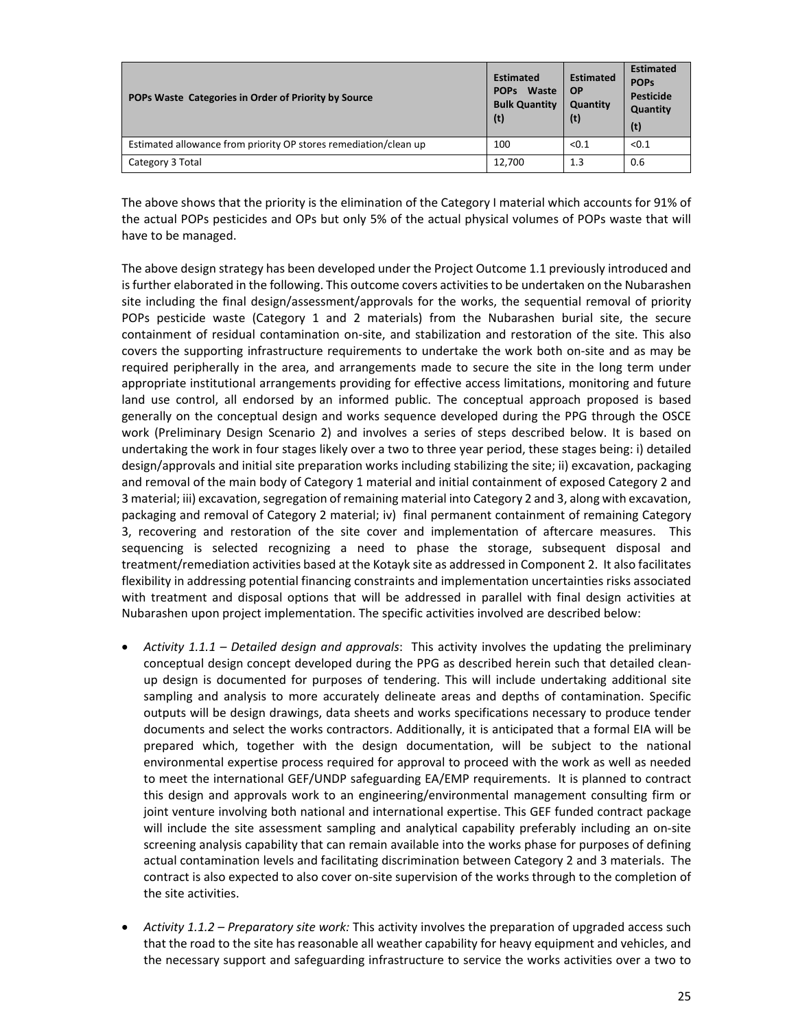| POPs Waste Categories in Order of Priority by Source | Estimated POPs Waste Bulk Quantity (t) | Estimated OP Quantity (t) | Estimated POPs Pesticide Quantity (t) |
|---|---|---|---|
| Estimated allowance from priority OP stores remediation/clean up | 100 | <0.1 | <0.1 |
| Category 3 Total | 12,700 | 1.3 | 0.6 |

The above shows that the priority is the elimination of the Category I material which accounts for 91% of the actual POPs pesticides and OPs but only 5% of the actual physical volumes of POPs waste that will have to be managed.

The above design strategy has been developed under the Project Outcome 1.1 previously introduced and is further elaborated in the following. This outcome covers activities to be undertaken on the Nubarashen site including the final design/assessment/approvals for the works, the sequential removal of priority POPs pesticide waste (Category 1 and 2 materials) from the Nubarashen burial site, the secure containment of residual contamination on-site, and stabilization and restoration of the site. This also covers the supporting infrastructure requirements to undertake the work both on-site and as may be required peripherally in the area, and arrangements made to secure the site in the long term under appropriate institutional arrangements providing for effective access limitations, monitoring and future land use control, all endorsed by an informed public. The conceptual approach proposed is based generally on the conceptual design and works sequence developed during the PPG through the OSCE work (Preliminary Design Scenario 2) and involves a series of steps described below. It is based on undertaking the work in four stages likely over a two to three year period, these stages being: i) detailed design/approvals and initial site preparation works including stabilizing the site; ii) excavation, packaging and removal of the main body of Category 1 material and initial containment of exposed Category 2 and 3 material; iii) excavation, segregation of remaining material into Category 2 and 3, along with excavation, packaging and removal of Category 2 material; iv) final permanent containment of remaining Category 3, recovering and restoration of the site cover and implementation of aftercare measures. This sequencing is selected recognizing a need to phase the storage, subsequent disposal and treatment/remediation activities based at the Kotayk site as addressed in Component 2. It also facilitates flexibility in addressing potential financing constraints and implementation uncertainties risks associated with treatment and disposal options that will be addressed in parallel with final design activities at Nubarashen upon project implementation. The specific activities involved are described below:

- *Activity 1.1.1 – Detailed design and approvals*: This activity involves the updating the preliminary conceptual design concept developed during the PPG as described herein such that detailed clean-up design is documented for purposes of tendering. This will include undertaking additional site sampling and analysis to more accurately delineate areas and depths of contamination. Specific outputs will be design drawings, data sheets and works specifications necessary to produce tender documents and select the works contractors. Additionally, it is anticipated that a formal EIA will be prepared which, together with the design documentation, will be subject to the national environmental expertise process required for approval to proceed with the work as well as needed to meet the international GEF/UNDP safeguarding EA/EMP requirements. It is planned to contract this design and approvals work to an engineering/environmental management consulting firm or joint venture involving both national and international expertise. This GEF funded contract package will include the site assessment sampling and analytical capability preferably including an on-site screening analysis capability that can remain available into the works phase for purposes of defining actual contamination levels and facilitating discrimination between Category 2 and 3 materials. The contract is also expected to also cover on-site supervision of the works through to the completion of the site activities.

- *Activity 1.1.2 – Preparatory site work:* This activity involves the preparation of upgraded access such that the road to the site has reasonable all weather capability for heavy equipment and vehicles, and the necessary support and safeguarding infrastructure to service the works activities over a two to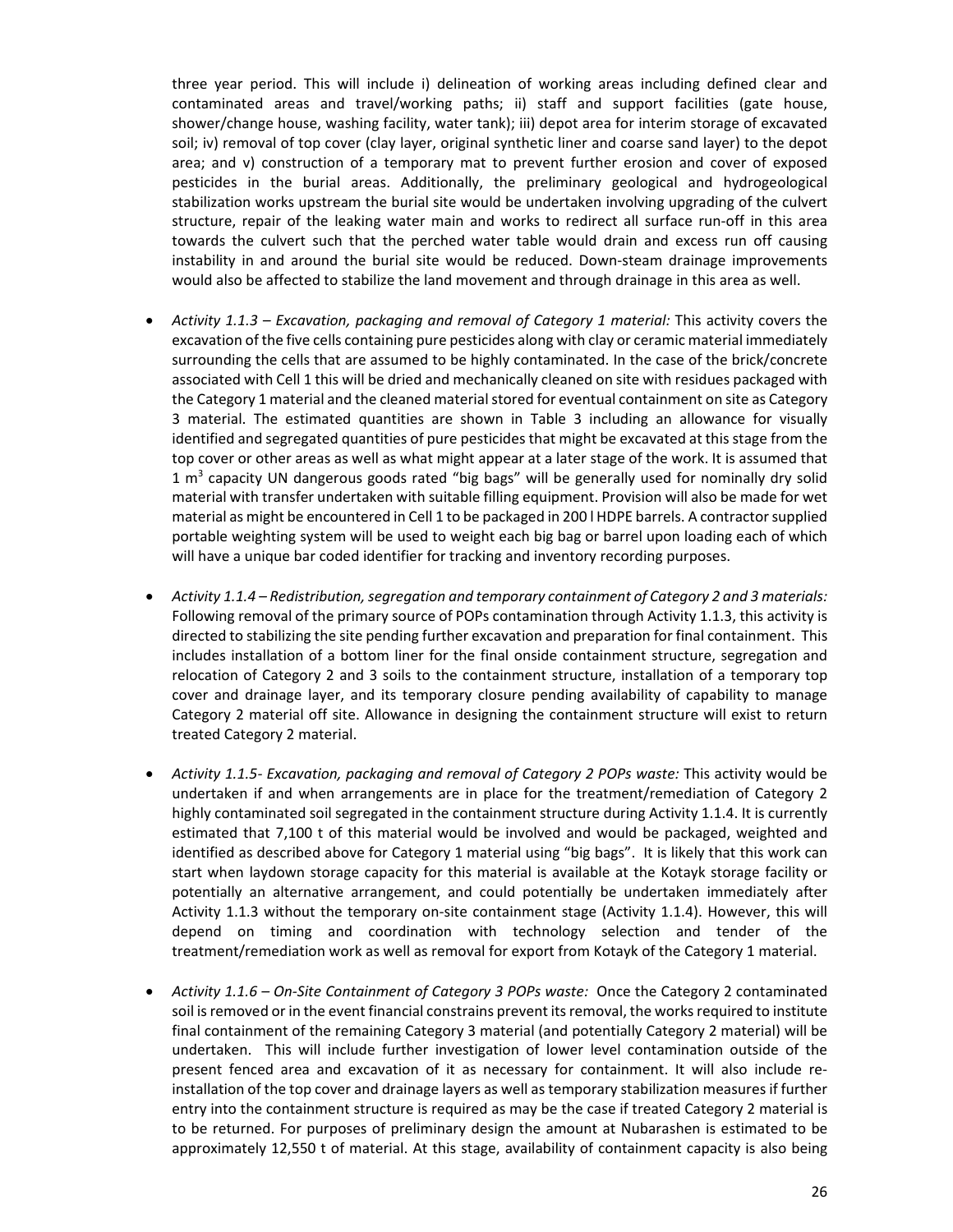three year period. This will include i) delineation of working areas including defined clear and contaminated areas and travel/working paths; ii) staff and support facilities (gate house, shower/change house, washing facility, water tank); iii) depot area for interim storage of excavated soil; iv) removal of top cover (clay layer, original synthetic liner and coarse sand layer) to the depot area; and v) construction of a temporary mat to prevent further erosion and cover of exposed pesticides in the burial areas. Additionally, the preliminary geological and hydrogeological stabilization works upstream the burial site would be undertaken involving upgrading of the culvert structure, repair of the leaking water main and works to redirect all surface run-off in this area towards the culvert such that the perched water table would drain and excess run off causing instability in and around the burial site would be reduced. Down-steam drainage improvements would also be affected to stabilize the land movement and through drainage in this area as well.

- *Activity 1.1.3 – Excavation, packaging and removal of Category 1 material:* This activity covers the excavation of the five cells containing pure pesticides along with clay or ceramic material immediately surrounding the cells that are assumed to be highly contaminated. In the case of the brick/concrete associated with Cell 1 this will be dried and mechanically cleaned on site with residues packaged with the Category 1 material and the cleaned material stored for eventual containment on site as Category 3 material. The estimated quantities are shown in Table 3 including an allowance for visually identified and segregated quantities of pure pesticides that might be excavated at this stage from the top cover or other areas as well as what might appear at a later stage of the work. It is assumed that 1 $m^3$ capacity UN dangerous goods rated "big bags" will be generally used for nominally dry solid material with transfer undertaken with suitable filling equipment. Provision will also be made for wet material as might be encountered in Cell 1 to be packaged in 200 l HDPE barrels. A contractor supplied portable weighting system will be used to weight each big bag or barrel upon loading each of which will have a unique bar coded identifier for tracking and inventory recording purposes.

- *Activity 1.1.4 – Redistribution, segregation and temporary containment of Category 2 and 3 materials:* Following removal of the primary source of POPs contamination through Activity 1.1.3, this activity is directed to stabilizing the site pending further excavation and preparation for final containment. This includes installation of a bottom liner for the final onside containment structure, segregation and relocation of Category 2 and 3 soils to the containment structure, installation of a temporary top cover and drainage layer, and its temporary closure pending availability of capability to manage Category 2 material off site. Allowance in designing the containment structure will exist to return treated Category 2 material.

- *Activity 1.1.5- Excavation, packaging and removal of Category 2 POPs waste:* This activity would be undertaken if and when arrangements are in place for the treatment/remediation of Category 2 highly contaminated soil segregated in the containment structure during Activity 1.1.4. It is currently estimated that 7,100 t of this material would be involved and would be packaged, weighted and identified as described above for Category 1 material using "big bags". It is likely that this work can start when laydown storage capacity for this material is available at the Kotayk storage facility or potentially an alternative arrangement, and could potentially be undertaken immediately after Activity 1.1.3 without the temporary on-site containment stage (Activity 1.1.4). However, this will depend on timing and coordination with technology selection and tender of the treatment/remediation work as well as removal for export from Kotayk of the Category 1 material.

- *Activity 1.1.6 – On-Site Containment of Category 3 POPs waste:* Once the Category 2 contaminated soil is removed or in the event financial constrains prevent its removal, the works required to institute final containment of the remaining Category 3 material (and potentially Category 2 material) will be undertaken. This will include further investigation of lower level contamination outside of the present fenced area and excavation of it as necessary for containment. It will also include re-installation of the top cover and drainage layers as well as temporary stabilization measures if further entry into the containment structure is required as may be the case if treated Category 2 material is to be returned. For purposes of preliminary design the amount at Nubarashen is estimated to be approximately 12,550 t of material. At this stage, availability of containment capacity is also being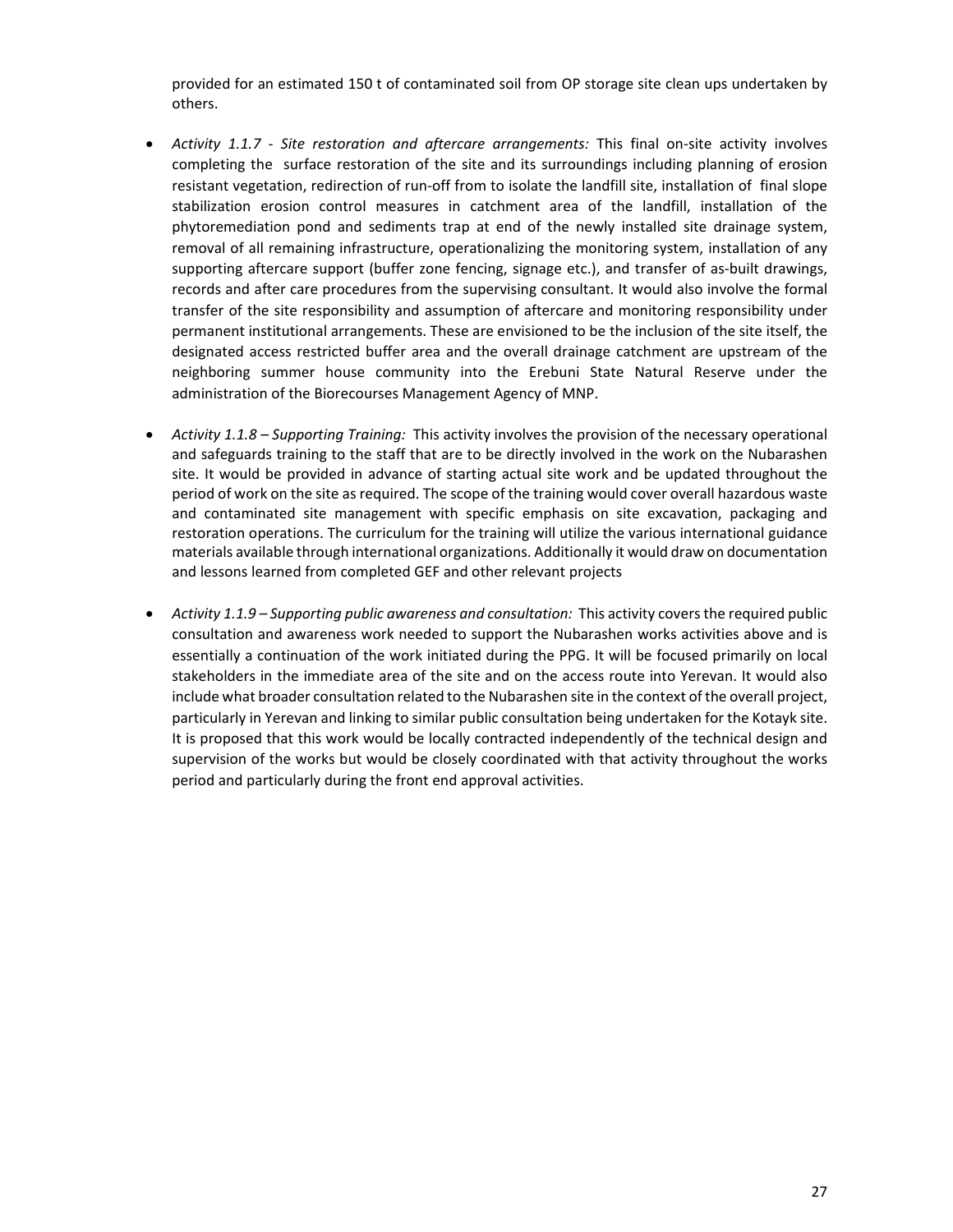provided for an estimated 150 t of contaminated soil from OP storage site clean ups undertaken by others.

- *Activity 1.1.7 - Site restoration and aftercare arrangements:* This final on-site activity involves completing the surface restoration of the site and its surroundings including planning of erosion resistant vegetation, redirection of run-off from to isolate the landfill site, installation of final slope stabilization erosion control measures in catchment area of the landfill, installation of the phytoremediation pond and sediments trap at end of the newly installed site drainage system, removal of all remaining infrastructure, operationalizing the monitoring system, installation of any supporting aftercare support (buffer zone fencing, signage etc.), and transfer of as-built drawings, records and after care procedures from the supervising consultant. It would also involve the formal transfer of the site responsibility and assumption of aftercare and monitoring responsibility under permanent institutional arrangements. These are envisioned to be the inclusion of the site itself, the designated access restricted buffer area and the overall drainage catchment are upstream of the neighboring summer house community into the Erebuni State Natural Reserve under the administration of the Biorecourses Management Agency of MNP.

- *Activity 1.1.8 – Supporting Training:* This activity involves the provision of the necessary operational and safeguards training to the staff that are to be directly involved in the work on the Nubarashen site. It would be provided in advance of starting actual site work and be updated throughout the period of work on the site as required. The scope of the training would cover overall hazardous waste and contaminated site management with specific emphasis on site excavation, packaging and restoration operations. The curriculum for the training will utilize the various international guidance materials available through international organizations. Additionally it would draw on documentation and lessons learned from completed GEF and other relevant projects

- *Activity 1.1.9 – Supporting public awareness and consultation:* This activity covers the required public consultation and awareness work needed to support the Nubarashen works activities above and is essentially a continuation of the work initiated during the PPG. It will be focused primarily on local stakeholders in the immediate area of the site and on the access route into Yerevan. It would also include what broader consultation related to the Nubarashen site in the context of the overall project, particularly in Yerevan and linking to similar public consultation being undertaken for the Kotayk site. It is proposed that this work would be locally contracted independently of the technical design and supervision of the works but would be closely coordinated with that activity throughout the works period and particularly during the front end approval activities.